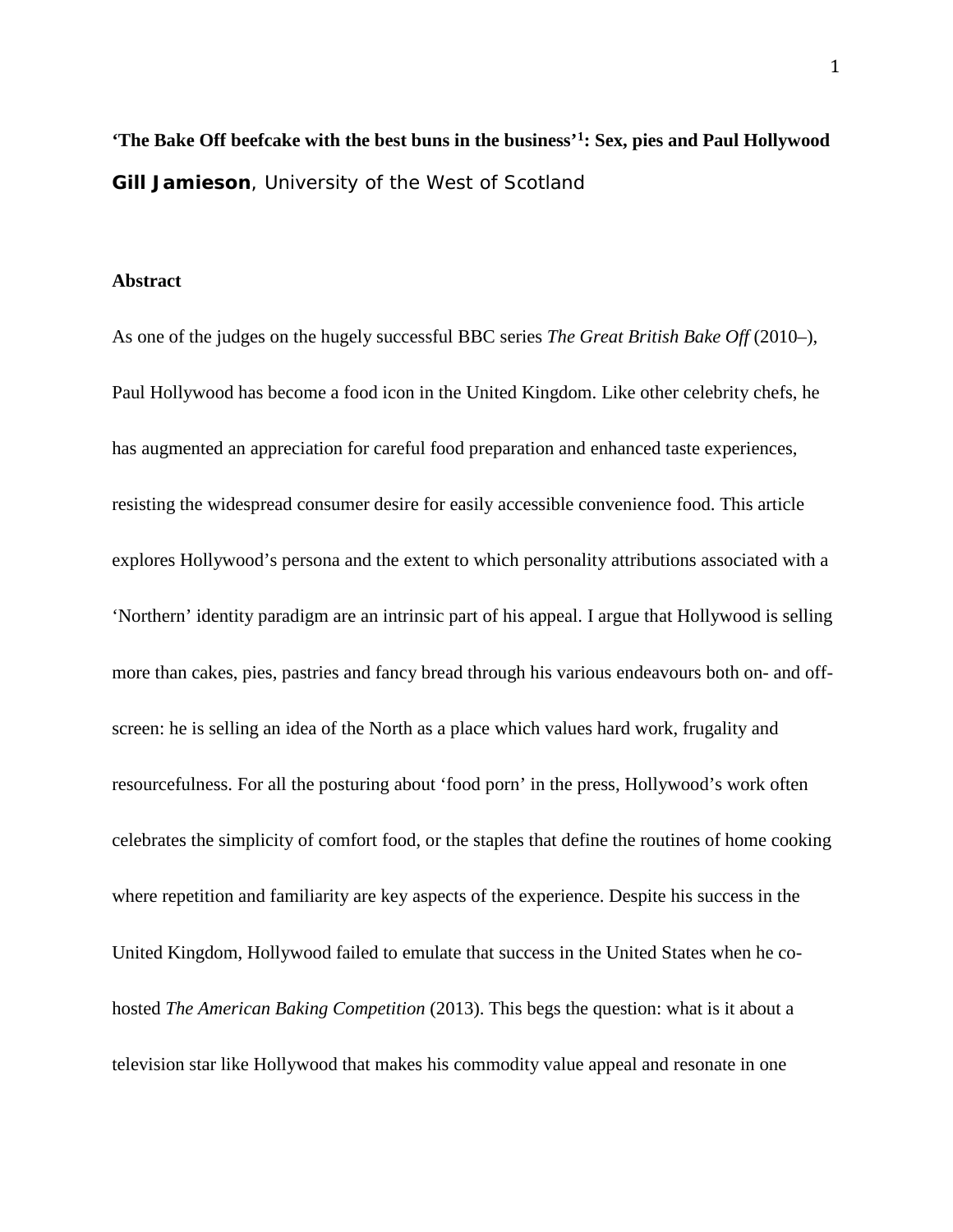# 'The Bake Off beefcake with the best buns in the business'[1]: Sex, pies and Paul Hollywood

**Gill Jamieson**, University of the West of Scotland

## Abstract

As one of the judges on the hugely successful BBC series *The Great British Bake Off* (2010–), Paul Hollywood has become a food icon in the United Kingdom. Like other celebrity chefs, he has augmented an appreciation for careful food preparation and enhanced taste experiences, resisting the widespread consumer desire for easily accessible convenience food. This article explores Hollywood's persona and the extent to which personality attributions associated with a 'Northern' identity paradigm are an intrinsic part of his appeal. I argue that Hollywood is selling more than cakes, pies, pastries and fancy bread through his various endeavours both on- and off-screen: he is selling an idea of the North as a place which values hard work, frugality and resourcefulness. For all the posturing about 'food porn' in the press, Hollywood's work often celebrates the simplicity of comfort food, or the staples that define the routines of home cooking where repetition and familiarity are key aspects of the experience. Despite his success in the United Kingdom, Hollywood failed to emulate that success in the United States when he co-hosted *The American Baking Competition* (2013). This begs the question: what is it about a television star like Hollywood that makes his commodity value appeal and resonate in one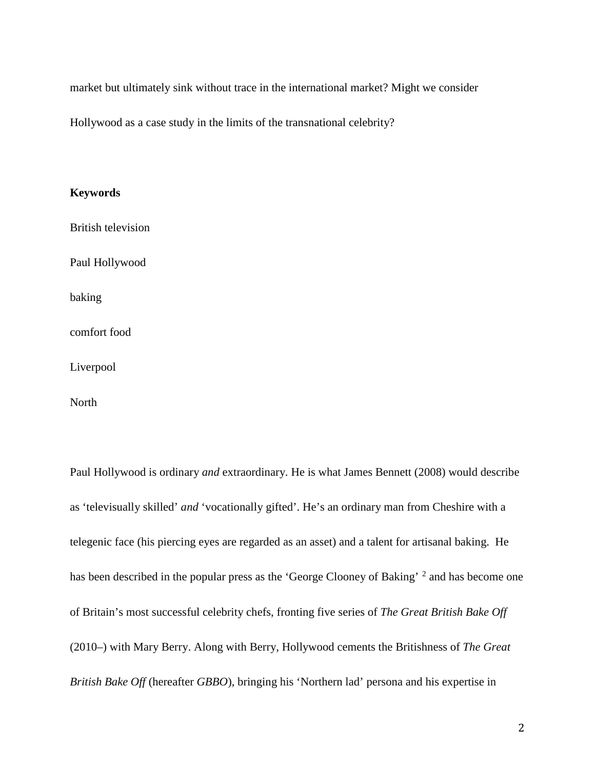market but ultimately sink without trace in the international market? Might we consider Hollywood as a case study in the limits of the transnational celebrity?

**Keywords**

British television

Paul Hollywood

baking

comfort food

Liverpool

North

Paul Hollywood is ordinary *and* extraordinary. He is what James Bennett (2008) would describe as 'televisually skilled' *and* 'vocationally gifted'. He's an ordinary man from Cheshire with a telegenic face (his piercing eyes are regarded as an asset) and a talent for artisanal baking. He has been described in the popular press as the 'George Clooney of Baking' [2] and has become one of Britain's most successful celebrity chefs, fronting five series of *The Great British Bake Off* (2010–) with Mary Berry. Along with Berry, Hollywood cements the Britishness of *The Great British Bake Off* (hereafter *GBBO*), bringing his 'Northern lad' persona and his expertise in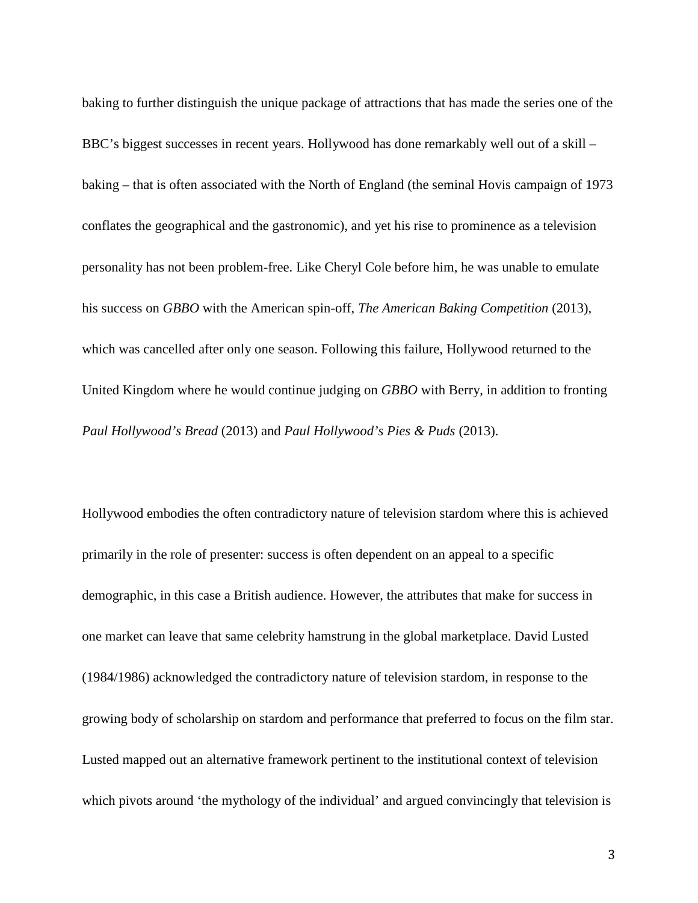baking to further distinguish the unique package of attractions that has made the series one of the BBC's biggest successes in recent years. Hollywood has done remarkably well out of a skill – baking – that is often associated with the North of England (the seminal Hovis campaign of 1973 conflates the geographical and the gastronomic), and yet his rise to prominence as a television personality has not been problem-free. Like Cheryl Cole before him, he was unable to emulate his success on *GBBO* with the American spin-off, *The American Baking Competition* (2013), which was cancelled after only one season. Following this failure, Hollywood returned to the United Kingdom where he would continue judging on *GBBO* with Berry, in addition to fronting *Paul Hollywood's Bread* (2013) and *Paul Hollywood's Pies & Puds* (2013).

Hollywood embodies the often contradictory nature of television stardom where this is achieved primarily in the role of presenter: success is often dependent on an appeal to a specific demographic, in this case a British audience. However, the attributes that make for success in one market can leave that same celebrity hamstrung in the global marketplace. David Lusted (1984/1986) acknowledged the contradictory nature of television stardom, in response to the growing body of scholarship on stardom and performance that preferred to focus on the film star. Lusted mapped out an alternative framework pertinent to the institutional context of television which pivots around 'the mythology of the individual' and argued convincingly that television is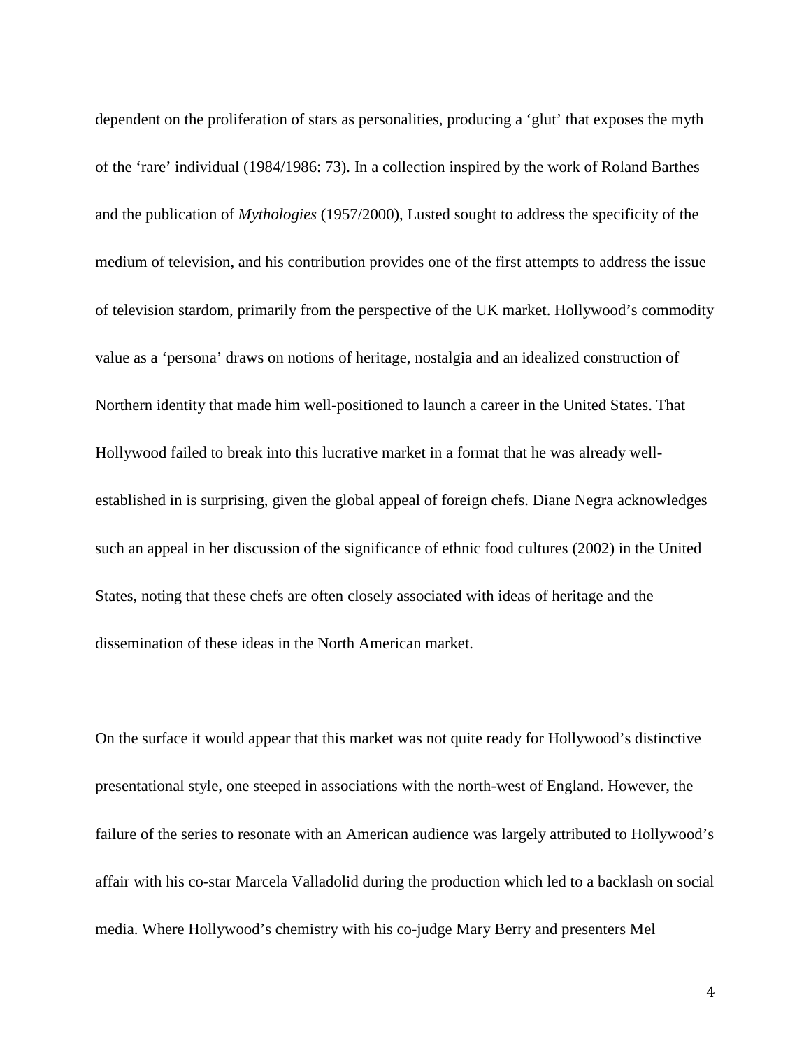dependent on the proliferation of stars as personalities, producing a 'glut' that exposes the myth of the 'rare' individual (1984/1986: 73). In a collection inspired by the work of Roland Barthes and the publication of *Mythologies* (1957/2000), Lusted sought to address the specificity of the medium of television, and his contribution provides one of the first attempts to address the issue of television stardom, primarily from the perspective of the UK market. Hollywood's commodity value as a 'persona' draws on notions of heritage, nostalgia and an idealized construction of Northern identity that made him well-positioned to launch a career in the United States. That Hollywood failed to break into this lucrative market in a format that he was already well-established in is surprising, given the global appeal of foreign chefs. Diane Negra acknowledges such an appeal in her discussion of the significance of ethnic food cultures (2002) in the United States, noting that these chefs are often closely associated with ideas of heritage and the dissemination of these ideas in the North American market.

On the surface it would appear that this market was not quite ready for Hollywood's distinctive presentational style, one steeped in associations with the north-west of England. However, the failure of the series to resonate with an American audience was largely attributed to Hollywood's affair with his co-star Marcela Valladolid during the production which led to a backlash on social media. Where Hollywood's chemistry with his co-judge Mary Berry and presenters Mel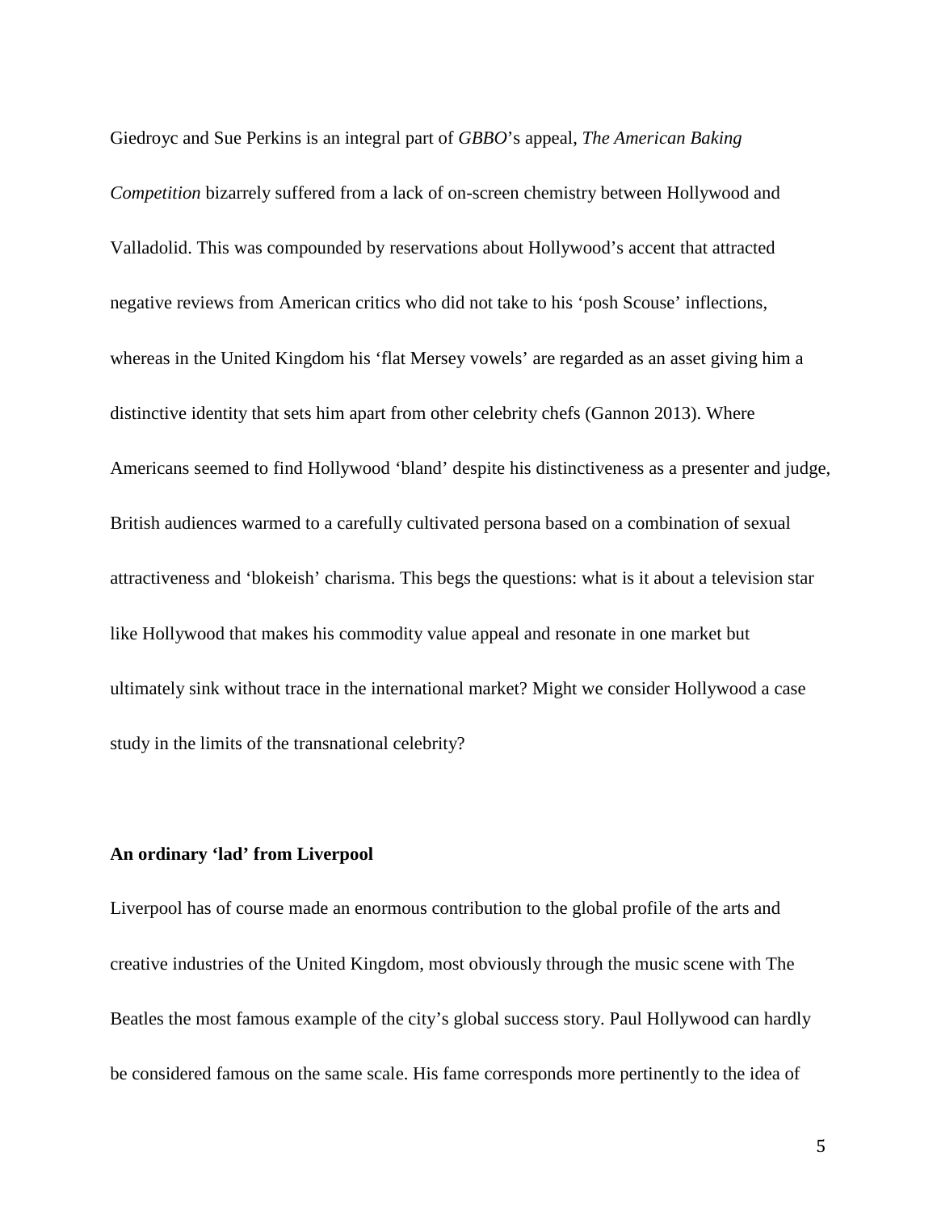Giedroyc and Sue Perkins is an integral part of *GBBO*'s appeal, *The American Baking Competition* bizarrely suffered from a lack of on-screen chemistry between Hollywood and Valladolid. This was compounded by reservations about Hollywood's accent that attracted negative reviews from American critics who did not take to his 'posh Scouse' inflections, whereas in the United Kingdom his 'flat Mersey vowels' are regarded as an asset giving him a distinctive identity that sets him apart from other celebrity chefs (Gannon 2013). Where Americans seemed to find Hollywood 'bland' despite his distinctiveness as a presenter and judge, British audiences warmed to a carefully cultivated persona based on a combination of sexual attractiveness and 'blokeish' charisma. This begs the questions: what is it about a television star like Hollywood that makes his commodity value appeal and resonate in one market but ultimately sink without trace in the international market? Might we consider Hollywood a case study in the limits of the transnational celebrity?

## An ordinary 'lad' from Liverpool

Liverpool has of course made an enormous contribution to the global profile of the arts and creative industries of the United Kingdom, most obviously through the music scene with The Beatles the most famous example of the city's global success story. Paul Hollywood can hardly be considered famous on the same scale. His fame corresponds more pertinently to the idea of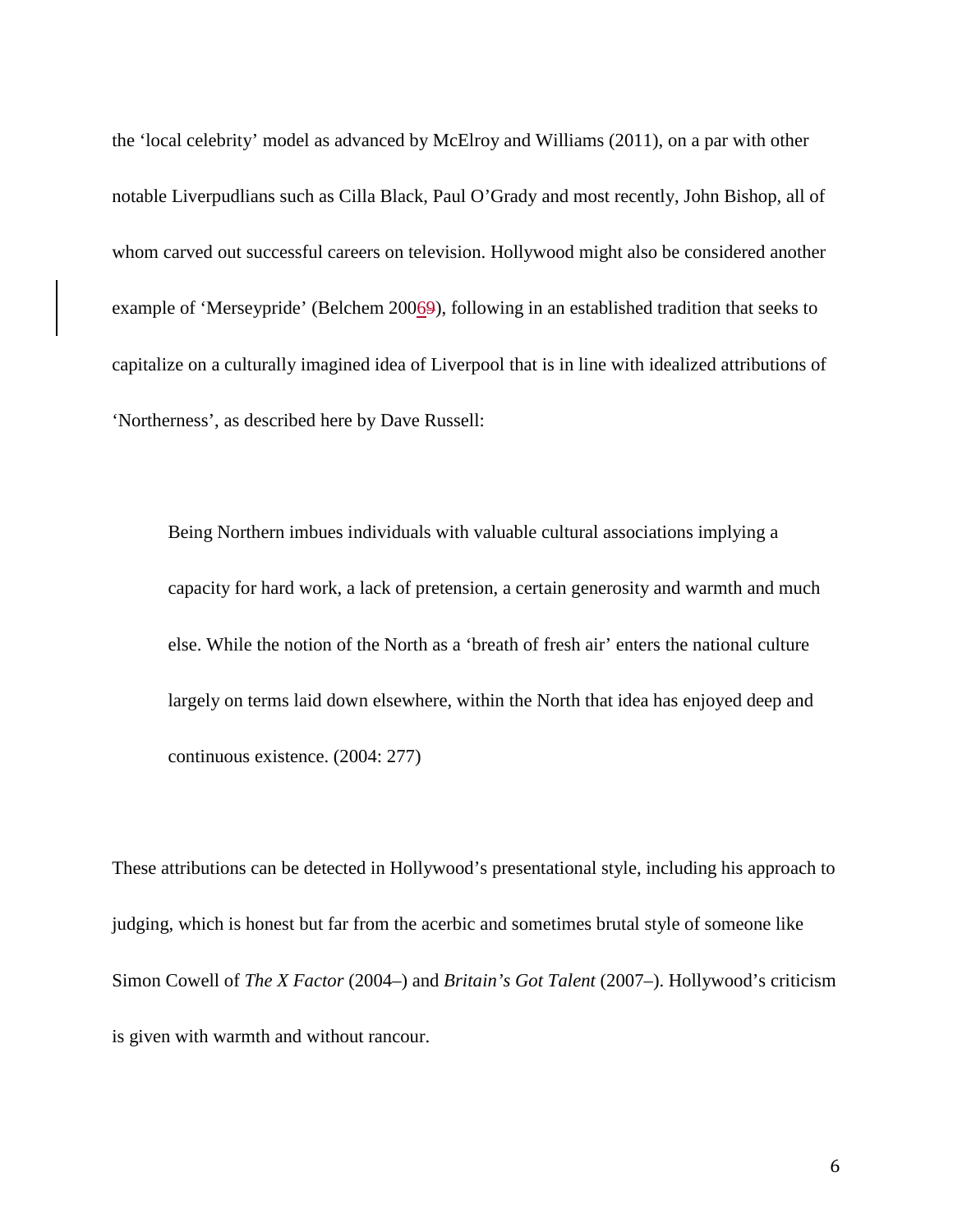the 'local celebrity' model as advanced by McElroy and Williams (2011), on a par with other notable Liverpudlians such as Cilla Black, Paul O'Grady and most recently, John Bishop, all of whom carved out successful careers on television. Hollywood might also be considered another example of 'Merseypride' (Belchem 2006), following in an established tradition that seeks to capitalize on a culturally imagined idea of Liverpool that is in line with idealized attributions of 'Northerness', as described here by Dave Russell:

> Being Northern imbues individuals with valuable cultural associations implying a capacity for hard work, a lack of pretension, a certain generosity and warmth and much else. While the notion of the North as a 'breath of fresh air' enters the national culture largely on terms laid down elsewhere, within the North that idea has enjoyed deep and continuous existence. (2004: 277)

These attributions can be detected in Hollywood's presentational style, including his approach to judging, which is honest but far from the acerbic and sometimes brutal style of someone like Simon Cowell of *The X Factor* (2004–) and *Britain's Got Talent* (2007–). Hollywood's criticism is given with warmth and without rancour.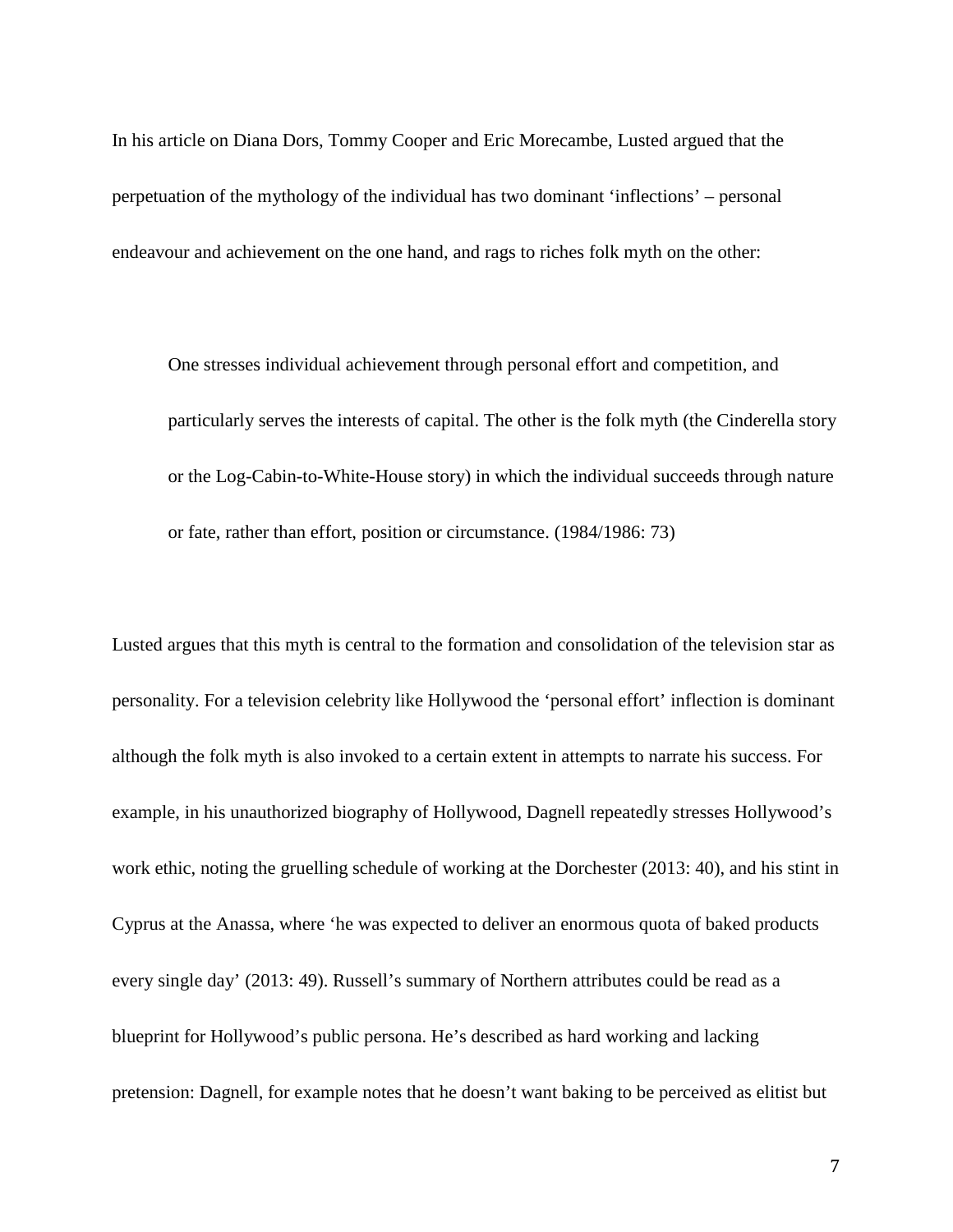In his article on Diana Dors, Tommy Cooper and Eric Morecambe, Lusted argued that the perpetuation of the mythology of the individual has two dominant 'inflections' – personal endeavour and achievement on the one hand, and rags to riches folk myth on the other:

> One stresses individual achievement through personal effort and competition, and particularly serves the interests of capital. The other is the folk myth (the Cinderella story or the Log-Cabin-to-White-House story) in which the individual succeeds through nature or fate, rather than effort, position or circumstance. (1984/1986: 73)

Lusted argues that this myth is central to the formation and consolidation of the television star as personality. For a television celebrity like Hollywood the 'personal effort' inflection is dominant although the folk myth is also invoked to a certain extent in attempts to narrate his success. For example, in his unauthorized biography of Hollywood, Dagnell repeatedly stresses Hollywood's work ethic, noting the gruelling schedule of working at the Dorchester (2013: 40), and his stint in Cyprus at the Anassa, where 'he was expected to deliver an enormous quota of baked products every single day' (2013: 49). Russell's summary of Northern attributes could be read as a blueprint for Hollywood's public persona. He's described as hard working and lacking pretension: Dagnell, for example notes that he doesn't want baking to be perceived as elitist but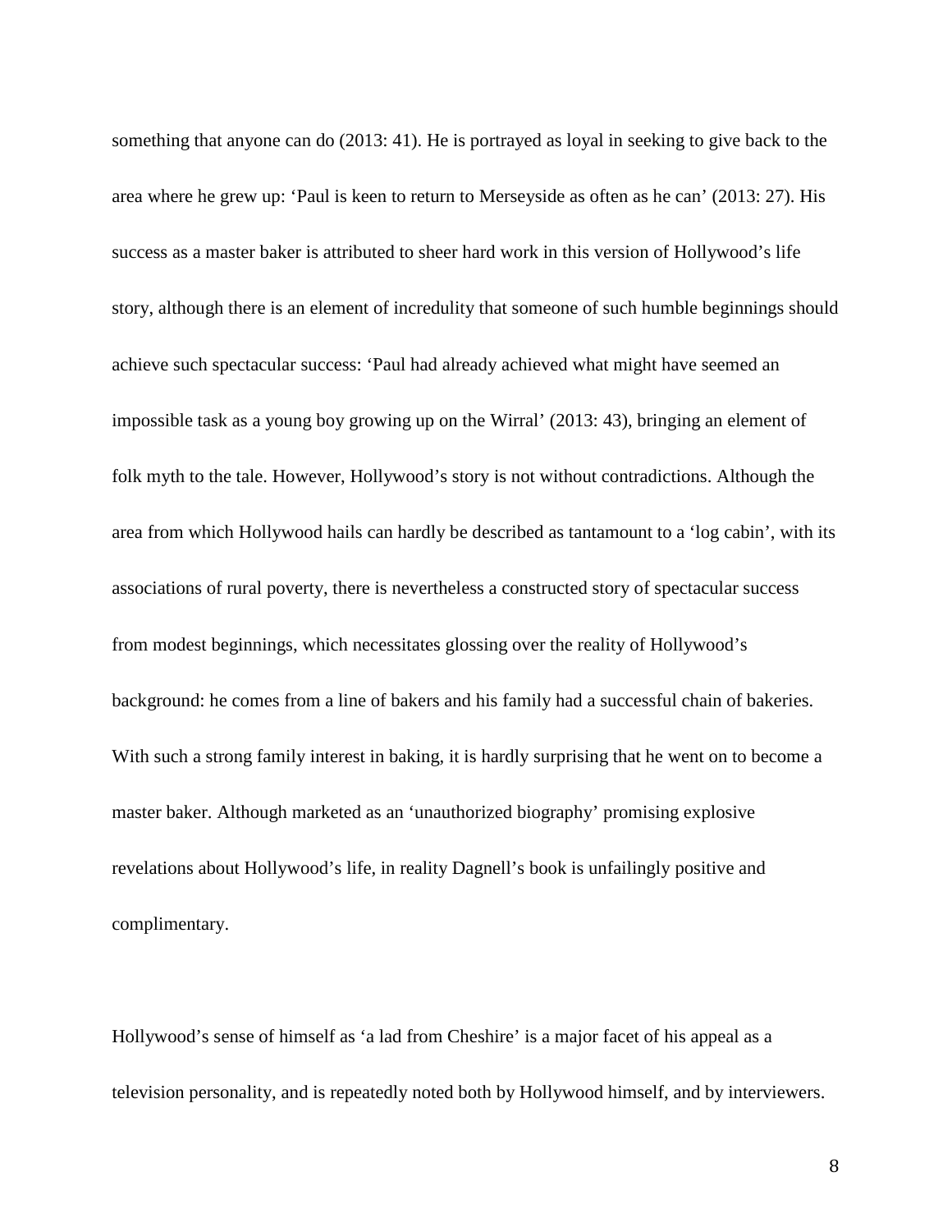something that anyone can do (2013: 41). He is portrayed as loyal in seeking to give back to the area where he grew up: 'Paul is keen to return to Merseyside as often as he can' (2013: 27). His success as a master baker is attributed to sheer hard work in this version of Hollywood's life story, although there is an element of incredulity that someone of such humble beginnings should achieve such spectacular success: 'Paul had already achieved what might have seemed an impossible task as a young boy growing up on the Wirral' (2013: 43), bringing an element of folk myth to the tale. However, Hollywood's story is not without contradictions. Although the area from which Hollywood hails can hardly be described as tantamount to a 'log cabin', with its associations of rural poverty, there is nevertheless a constructed story of spectacular success from modest beginnings, which necessitates glossing over the reality of Hollywood's background: he comes from a line of bakers and his family had a successful chain of bakeries. With such a strong family interest in baking, it is hardly surprising that he went on to become a master baker. Although marketed as an 'unauthorized biography' promising explosive revelations about Hollywood's life, in reality Dagnell's book is unfailingly positive and complimentary.

Hollywood's sense of himself as 'a lad from Cheshire' is a major facet of his appeal as a television personality, and is repeatedly noted both by Hollywood himself, and by interviewers.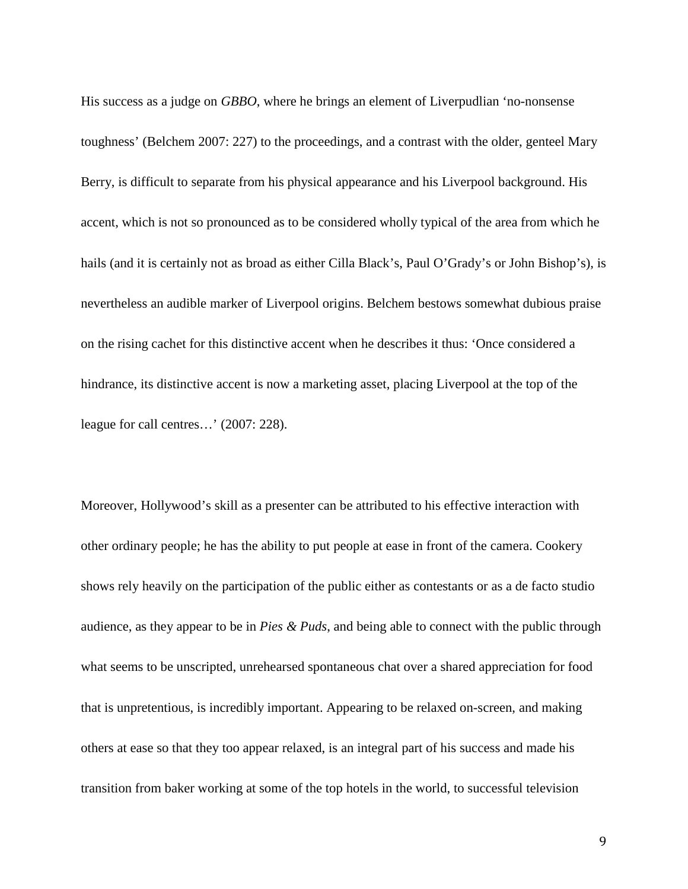His success as a judge on *GBBO*, where he brings an element of Liverpudlian 'no-nonsense toughness' (Belchem 2007: 227) to the proceedings, and a contrast with the older, genteel Mary Berry, is difficult to separate from his physical appearance and his Liverpool background. His accent, which is not so pronounced as to be considered wholly typical of the area from which he hails (and it is certainly not as broad as either Cilla Black's, Paul O'Grady's or John Bishop's), is nevertheless an audible marker of Liverpool origins. Belchem bestows somewhat dubious praise on the rising cachet for this distinctive accent when he describes it thus: 'Once considered a hindrance, its distinctive accent is now a marketing asset, placing Liverpool at the top of the league for call centres…' (2007: 228).

Moreover, Hollywood's skill as a presenter can be attributed to his effective interaction with other ordinary people; he has the ability to put people at ease in front of the camera. Cookery shows rely heavily on the participation of the public either as contestants or as a de facto studio audience, as they appear to be in *Pies & Puds,* and being able to connect with the public through what seems to be unscripted, unrehearsed spontaneous chat over a shared appreciation for food that is unpretentious, is incredibly important. Appearing to be relaxed on-screen, and making others at ease so that they too appear relaxed, is an integral part of his success and made his transition from baker working at some of the top hotels in the world, to successful television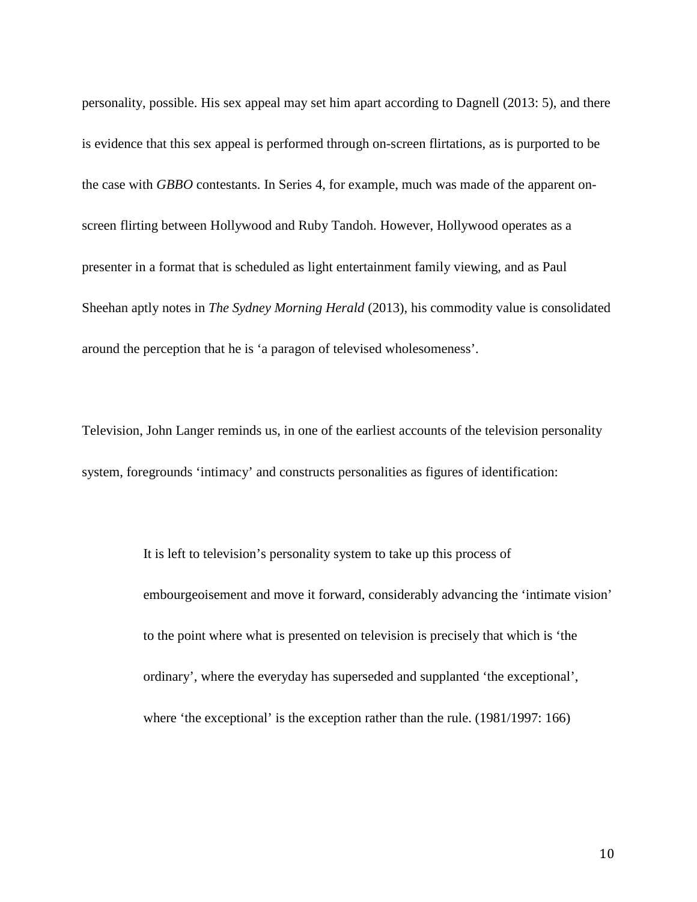personality, possible. His sex appeal may set him apart according to Dagnell (2013: 5), and there is evidence that this sex appeal is performed through on-screen flirtations, as is purported to be the case with *GBBO* contestants. In Series 4, for example, much was made of the apparent on-screen flirting between Hollywood and Ruby Tandoh. However, Hollywood operates as a presenter in a format that is scheduled as light entertainment family viewing, and as Paul Sheehan aptly notes in *The Sydney Morning Herald* (2013), his commodity value is consolidated around the perception that he is 'a paragon of televised wholesomeness'.

Television, John Langer reminds us, in one of the earliest accounts of the television personality system, foregrounds 'intimacy' and constructs personalities as figures of identification:

> It is left to television's personality system to take up this process of embourgeoisement and move it forward, considerably advancing the 'intimate vision' to the point where what is presented on television is precisely that which is 'the ordinary', where the everyday has superseded and supplanted 'the exceptional', where 'the exceptional' is the exception rather than the rule. (1981/1997: 166)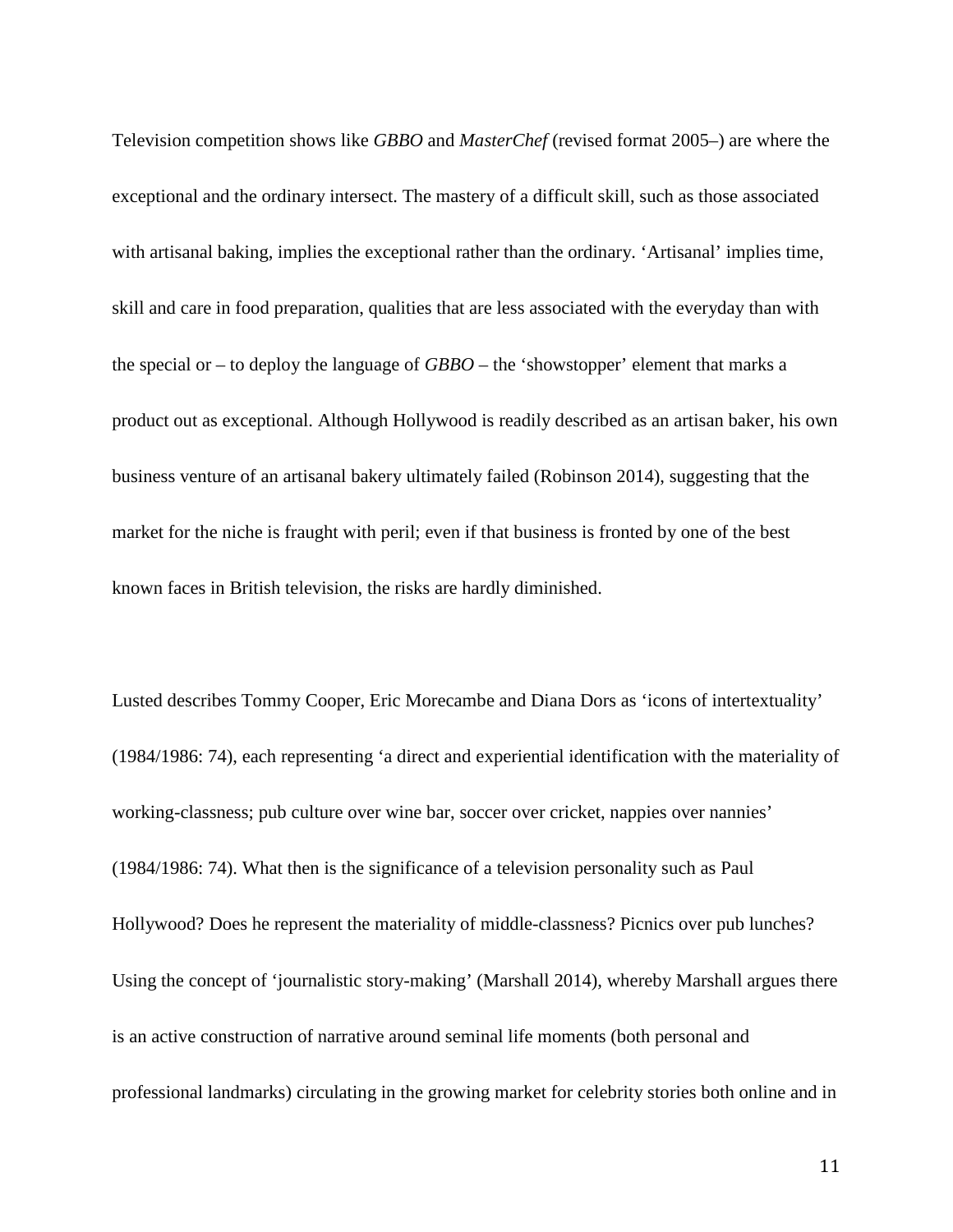Television competition shows like *GBBO* and *MasterChef* (revised format 2005–) are where the exceptional and the ordinary intersect. The mastery of a difficult skill, such as those associated with artisanal baking, implies the exceptional rather than the ordinary. 'Artisanal' implies time, skill and care in food preparation, qualities that are less associated with the everyday than with the special or – to deploy the language of *GBBO* – the 'showstopper' element that marks a product out as exceptional. Although Hollywood is readily described as an artisan baker, his own business venture of an artisanal bakery ultimately failed (Robinson 2014), suggesting that the market for the niche is fraught with peril; even if that business is fronted by one of the best known faces in British television, the risks are hardly diminished.

Lusted describes Tommy Cooper, Eric Morecambe and Diana Dors as 'icons of intertextuality' (1984/1986: 74), each representing 'a direct and experiential identification with the materiality of working-classness; pub culture over wine bar, soccer over cricket, nappies over nannies' (1984/1986: 74). What then is the significance of a television personality such as Paul Hollywood? Does he represent the materiality of middle-classness? Picnics over pub lunches? Using the concept of 'journalistic story-making' (Marshall 2014), whereby Marshall argues there is an active construction of narrative around seminal life moments (both personal and professional landmarks) circulating in the growing market for celebrity stories both online and in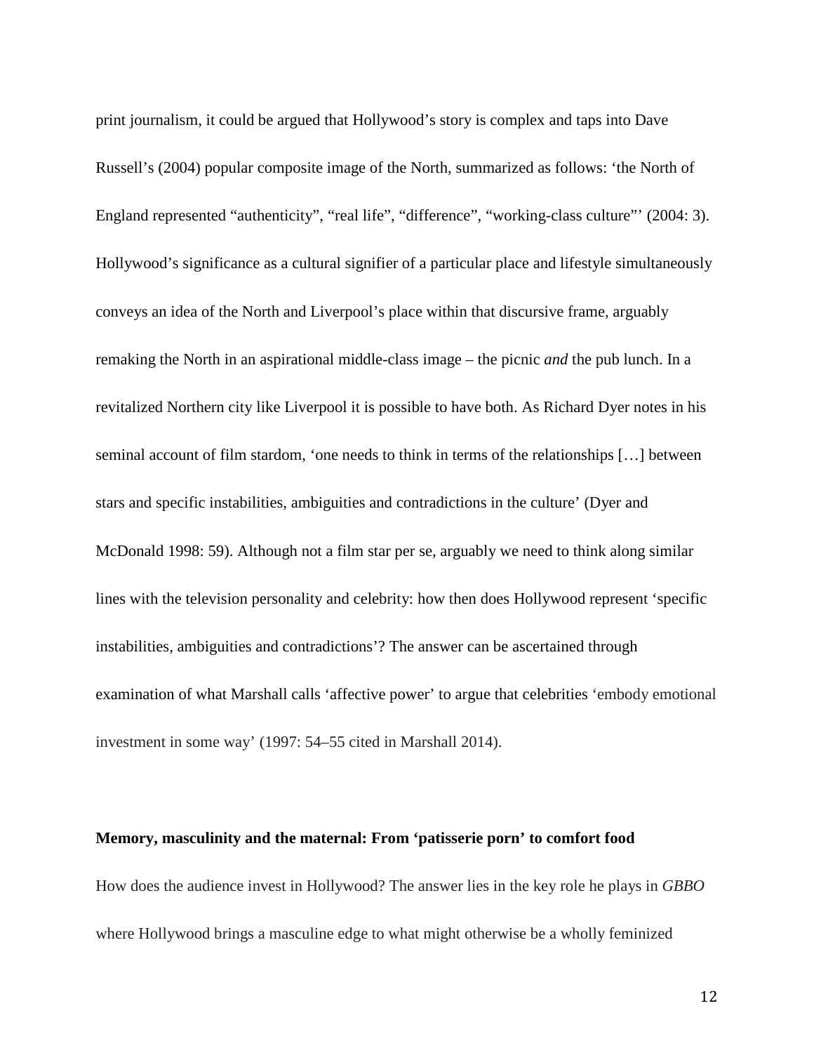print journalism, it could be argued that Hollywood's story is complex and taps into Dave Russell's (2004) popular composite image of the North, summarized as follows: 'the North of England represented "authenticity", "real life", "difference", "working-class culture"' (2004: 3). Hollywood's significance as a cultural signifier of a particular place and lifestyle simultaneously conveys an idea of the North and Liverpool's place within that discursive frame, arguably remaking the North in an aspirational middle-class image – the picnic *and* the pub lunch. In a revitalized Northern city like Liverpool it is possible to have both. As Richard Dyer notes in his seminal account of film stardom, 'one needs to think in terms of the relationships […] between stars and specific instabilities, ambiguities and contradictions in the culture' (Dyer and McDonald 1998: 59). Although not a film star per se, arguably we need to think along similar lines with the television personality and celebrity: how then does Hollywood represent 'specific instabilities, ambiguities and contradictions'? The answer can be ascertained through examination of what Marshall calls 'affective power' to argue that celebrities 'embody emotional investment in some way' (1997: 54–55 cited in Marshall 2014).

**Memory, masculinity and the maternal: From 'patisserie porn' to comfort food**

How does the audience invest in Hollywood? The answer lies in the key role he plays in *GBBO* where Hollywood brings a masculine edge to what might otherwise be a wholly feminized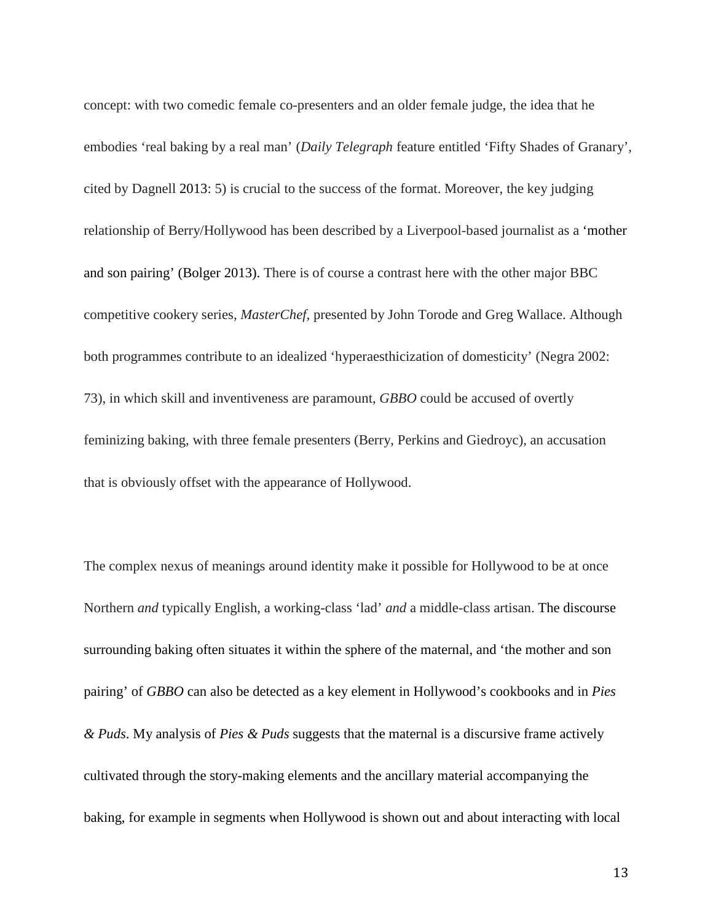concept: with two comedic female co-presenters and an older female judge, the idea that he embodies 'real baking by a real man' (*Daily Telegraph* feature entitled 'Fifty Shades of Granary', cited by Dagnell 2013: 5) is crucial to the success of the format. Moreover, the key judging relationship of Berry/Hollywood has been described by a Liverpool-based journalist as a 'mother and son pairing' (Bolger 2013). There is of course a contrast here with the other major BBC competitive cookery series, *MasterChef*, presented by John Torode and Greg Wallace. Although both programmes contribute to an idealized 'hyperaesthicization of domesticity' (Negra 2002: 73), in which skill and inventiveness are paramount, *GBBO* could be accused of overtly feminizing baking, with three female presenters (Berry, Perkins and Giedroyc), an accusation that is obviously offset with the appearance of Hollywood.

The complex nexus of meanings around identity make it possible for Hollywood to be at once Northern *and* typically English, a working-class 'lad' *and* a middle-class artisan. The discourse surrounding baking often situates it within the sphere of the maternal, and 'the mother and son pairing' of *GBBO* can also be detected as a key element in Hollywood's cookbooks and in *Pies & Puds*. My analysis of *Pies & Puds* suggests that the maternal is a discursive frame actively cultivated through the story-making elements and the ancillary material accompanying the baking, for example in segments when Hollywood is shown out and about interacting with local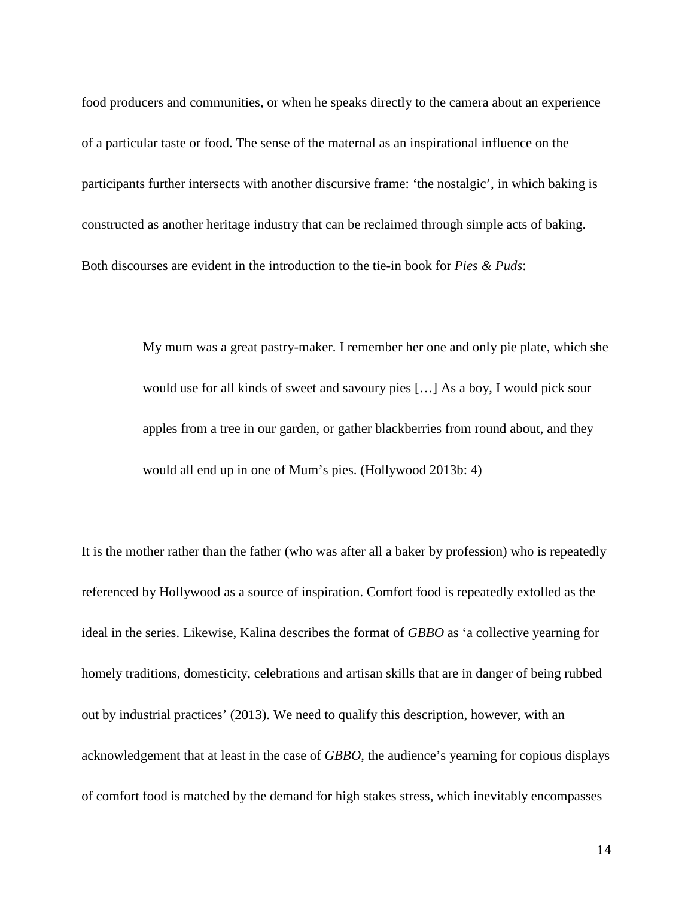food producers and communities, or when he speaks directly to the camera about an experience of a particular taste or food. The sense of the maternal as an inspirational influence on the participants further intersects with another discursive frame: 'the nostalgic', in which baking is constructed as another heritage industry that can be reclaimed through simple acts of baking. Both discourses are evident in the introduction to the tie-in book for *Pies & Puds*:

> My mum was a great pastry-maker. I remember her one and only pie plate, which she would use for all kinds of sweet and savoury pies […] As a boy, I would pick sour apples from a tree in our garden, or gather blackberries from round about, and they would all end up in one of Mum's pies. (Hollywood 2013b: 4)

It is the mother rather than the father (who was after all a baker by profession) who is repeatedly referenced by Hollywood as a source of inspiration. Comfort food is repeatedly extolled as the ideal in the series. Likewise, Kalina describes the format of *GBBO* as 'a collective yearning for homely traditions, domesticity, celebrations and artisan skills that are in danger of being rubbed out by industrial practices' (2013). We need to qualify this description, however, with an acknowledgement that at least in the case of *GBBO*, the audience's yearning for copious displays of comfort food is matched by the demand for high stakes stress, which inevitably encompasses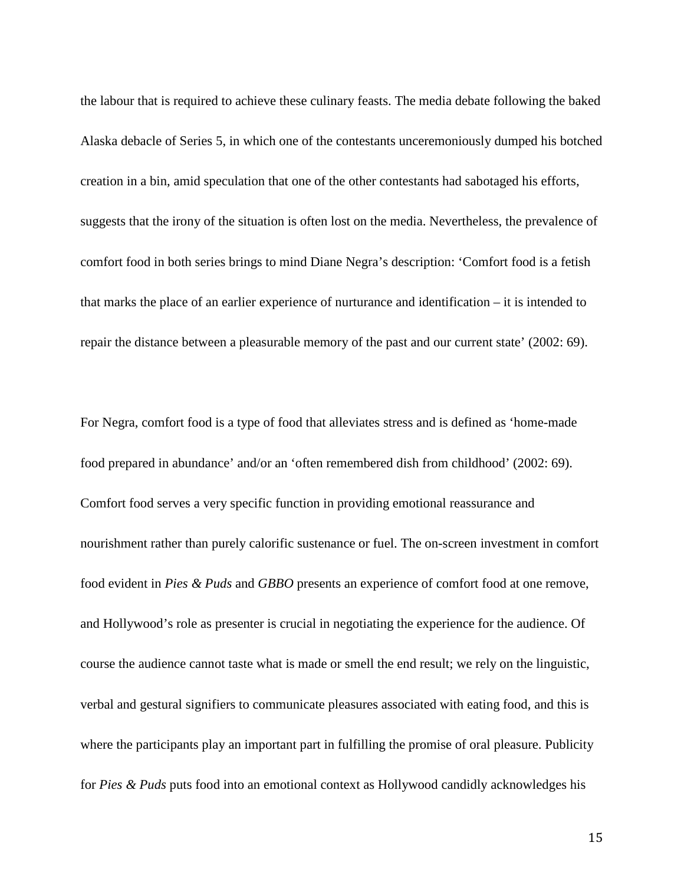the labour that is required to achieve these culinary feasts. The media debate following the baked Alaska debacle of Series 5, in which one of the contestants unceremoniously dumped his botched creation in a bin, amid speculation that one of the other contestants had sabotaged his efforts, suggests that the irony of the situation is often lost on the media. Nevertheless, the prevalence of comfort food in both series brings to mind Diane Negra's description: 'Comfort food is a fetish that marks the place of an earlier experience of nurturance and identification – it is intended to repair the distance between a pleasurable memory of the past and our current state' (2002: 69).

For Negra, comfort food is a type of food that alleviates stress and is defined as 'home-made food prepared in abundance' and/or an 'often remembered dish from childhood' (2002: 69). Comfort food serves a very specific function in providing emotional reassurance and nourishment rather than purely calorific sustenance or fuel. The on-screen investment in comfort food evident in *Pies & Puds* and *GBBO* presents an experience of comfort food at one remove, and Hollywood's role as presenter is crucial in negotiating the experience for the audience. Of course the audience cannot taste what is made or smell the end result; we rely on the linguistic, verbal and gestural signifiers to communicate pleasures associated with eating food, and this is where the participants play an important part in fulfilling the promise of oral pleasure. Publicity for *Pies & Puds* puts food into an emotional context as Hollywood candidly acknowledges his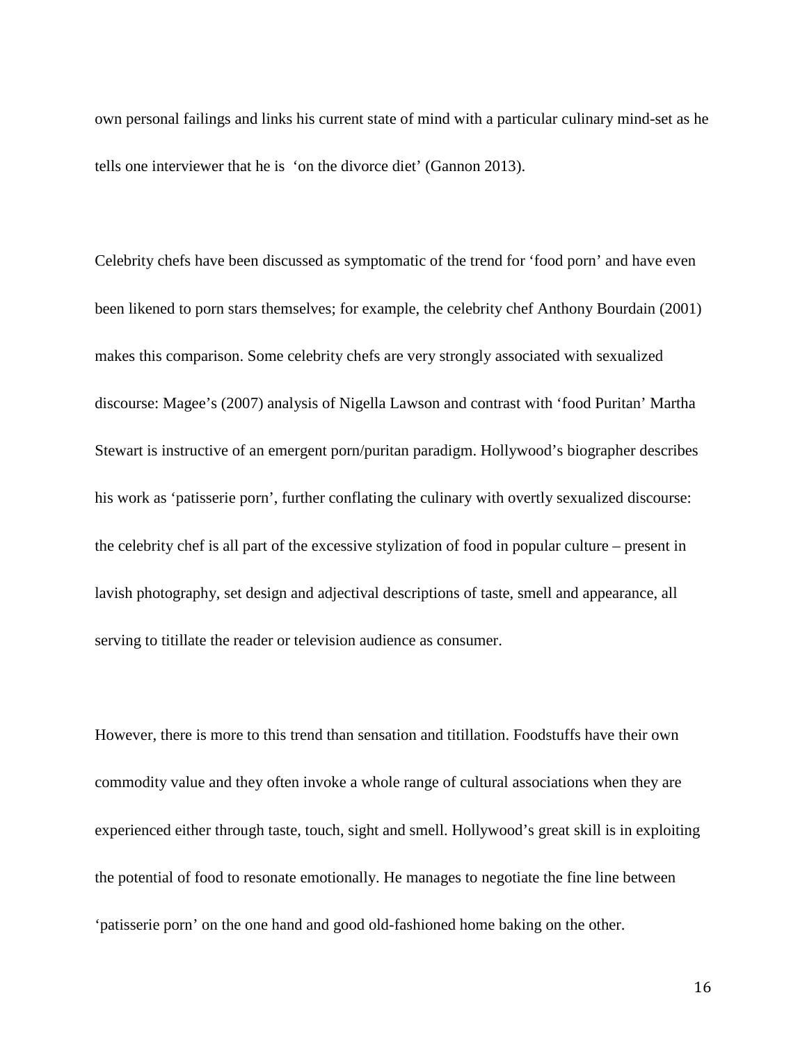own personal failings and links his current state of mind with a particular culinary mind-set as he tells one interviewer that he is 'on the divorce diet' (Gannon 2013).

Celebrity chefs have been discussed as symptomatic of the trend for 'food porn' and have even been likened to porn stars themselves; for example, the celebrity chef Anthony Bourdain (2001) makes this comparison. Some celebrity chefs are very strongly associated with sexualized discourse: Magee's (2007) analysis of Nigella Lawson and contrast with 'food Puritan' Martha Stewart is instructive of an emergent porn/puritan paradigm. Hollywood's biographer describes his work as 'patisserie porn', further conflating the culinary with overtly sexualized discourse: the celebrity chef is all part of the excessive stylization of food in popular culture – present in lavish photography, set design and adjectival descriptions of taste, smell and appearance, all serving to titillate the reader or television audience as consumer.

However, there is more to this trend than sensation and titillation. Foodstuffs have their own commodity value and they often invoke a whole range of cultural associations when they are experienced either through taste, touch, sight and smell. Hollywood's great skill is in exploiting the potential of food to resonate emotionally. He manages to negotiate the fine line between 'patisserie porn' on the one hand and good old-fashioned home baking on the other.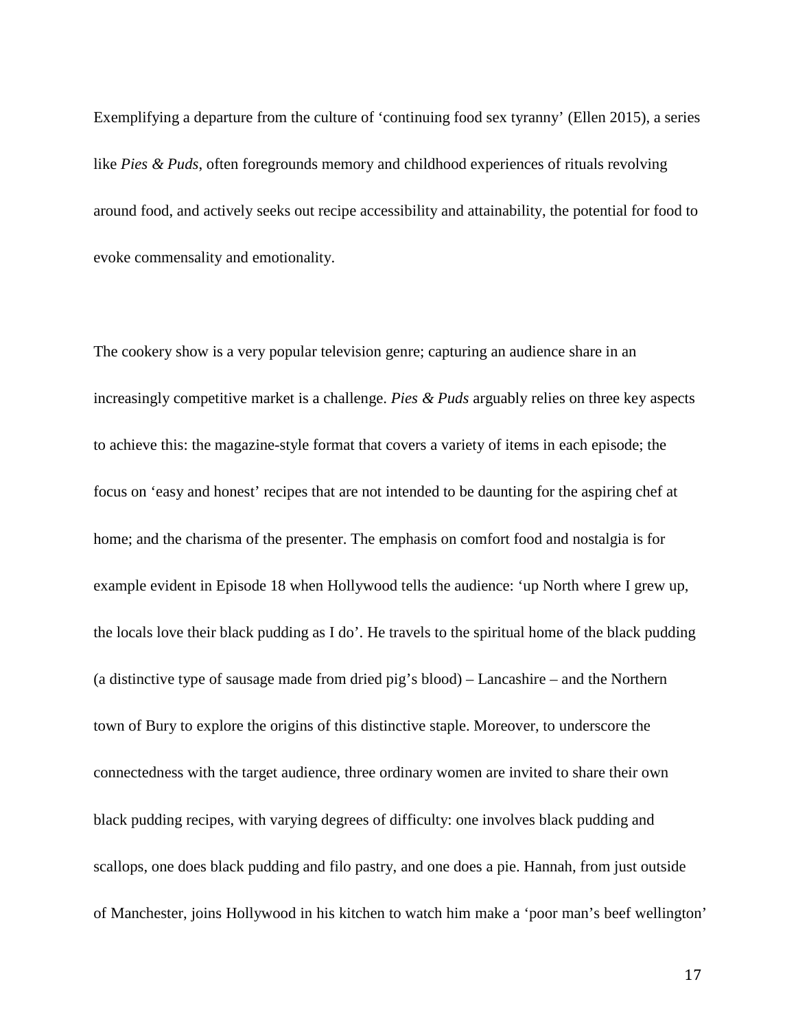Exemplifying a departure from the culture of 'continuing food sex tyranny' (Ellen 2015), a series like *Pies & Puds*, often foregrounds memory and childhood experiences of rituals revolving around food, and actively seeks out recipe accessibility and attainability, the potential for food to evoke commensality and emotionality.

The cookery show is a very popular television genre; capturing an audience share in an increasingly competitive market is a challenge. *Pies & Puds* arguably relies on three key aspects to achieve this: the magazine-style format that covers a variety of items in each episode; the focus on 'easy and honest' recipes that are not intended to be daunting for the aspiring chef at home; and the charisma of the presenter. The emphasis on comfort food and nostalgia is for example evident in Episode 18 when Hollywood tells the audience: 'up North where I grew up, the locals love their black pudding as I do'. He travels to the spiritual home of the black pudding (a distinctive type of sausage made from dried pig's blood) – Lancashire – and the Northern town of Bury to explore the origins of this distinctive staple. Moreover, to underscore the connectedness with the target audience, three ordinary women are invited to share their own black pudding recipes, with varying degrees of difficulty: one involves black pudding and scallops, one does black pudding and filo pastry, and one does a pie. Hannah, from just outside of Manchester, joins Hollywood in his kitchen to watch him make a 'poor man's beef wellington'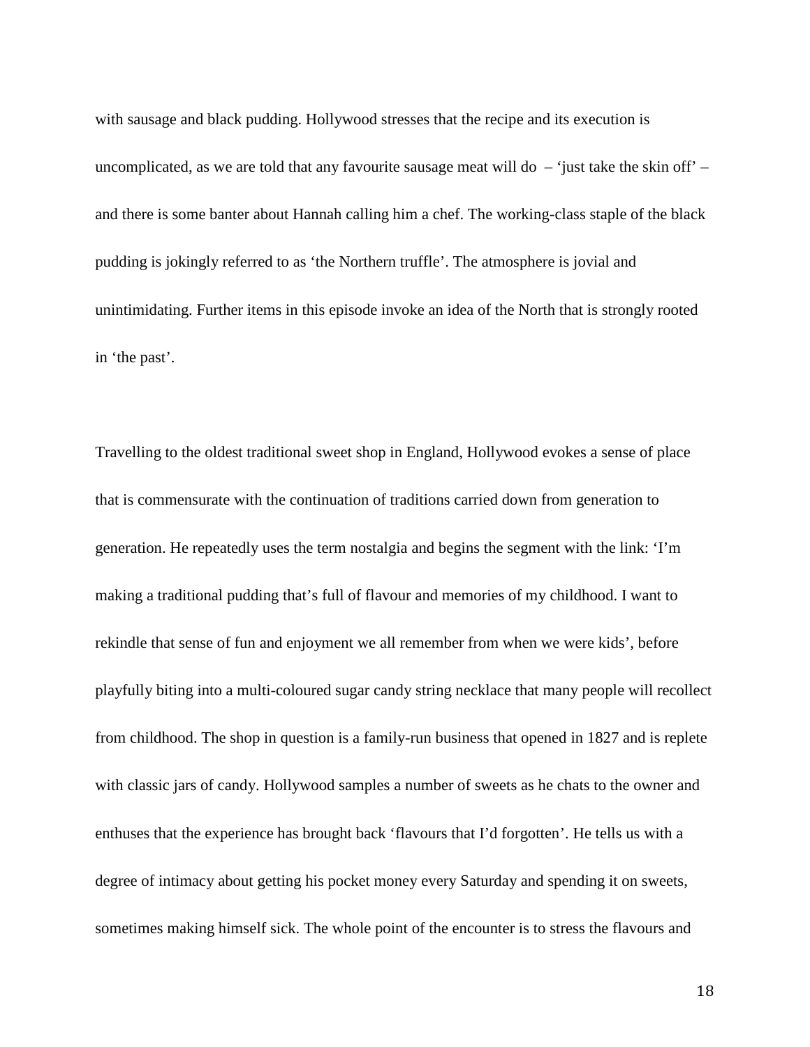with sausage and black pudding. Hollywood stresses that the recipe and its execution is uncomplicated, as we are told that any favourite sausage meat will do – 'just take the skin off' – and there is some banter about Hannah calling him a chef. The working-class staple of the black pudding is jokingly referred to as 'the Northern truffle'. The atmosphere is jovial and unintimidating. Further items in this episode invoke an idea of the North that is strongly rooted in 'the past'.

Travelling to the oldest traditional sweet shop in England, Hollywood evokes a sense of place that is commensurate with the continuation of traditions carried down from generation to generation. He repeatedly uses the term nostalgia and begins the segment with the link: 'I'm making a traditional pudding that's full of flavour and memories of my childhood. I want to rekindle that sense of fun and enjoyment we all remember from when we were kids', before playfully biting into a multi-coloured sugar candy string necklace that many people will recollect from childhood. The shop in question is a family-run business that opened in 1827 and is replete with classic jars of candy. Hollywood samples a number of sweets as he chats to the owner and enthuses that the experience has brought back 'flavours that I'd forgotten'. He tells us with a degree of intimacy about getting his pocket money every Saturday and spending it on sweets, sometimes making himself sick. The whole point of the encounter is to stress the flavours and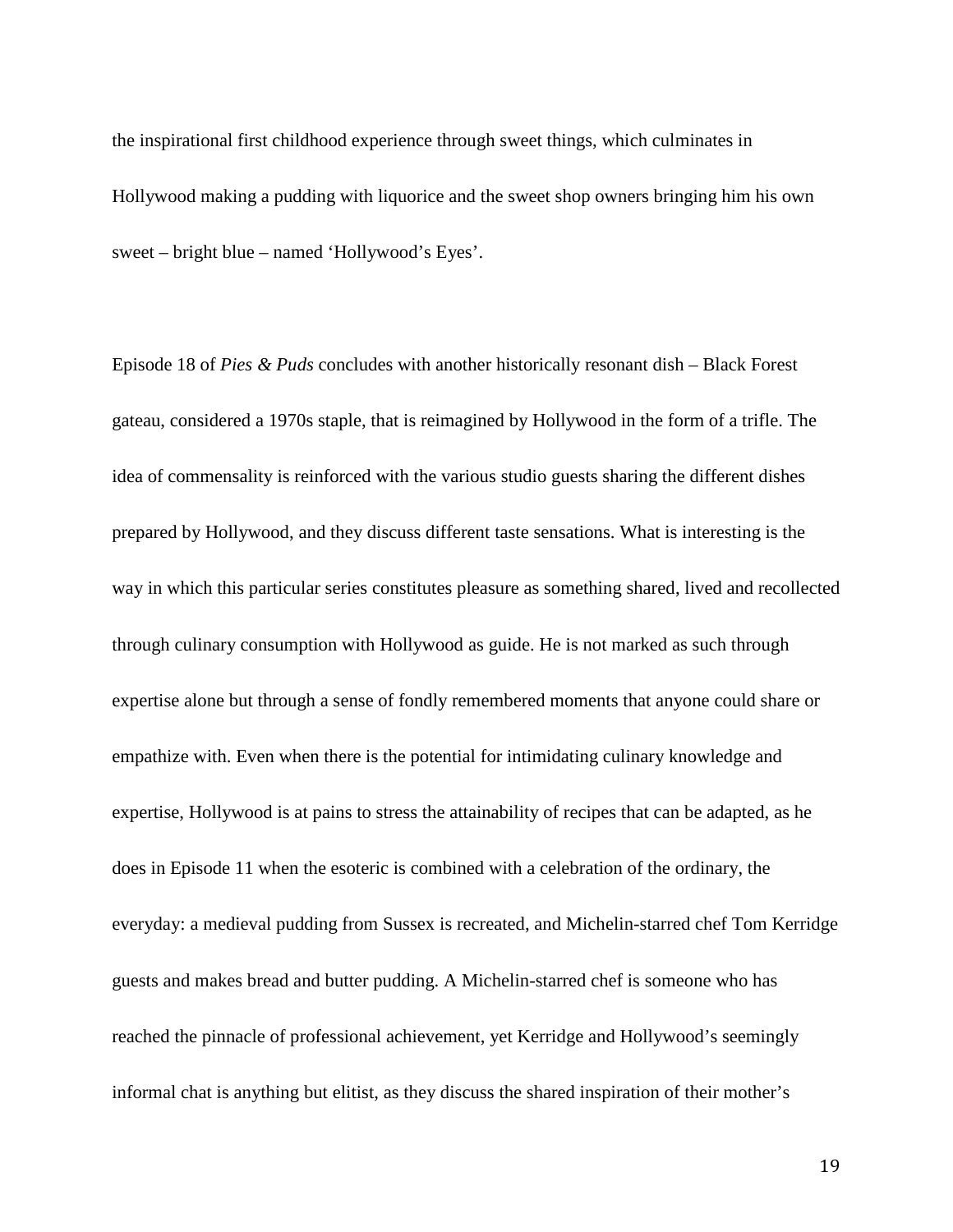the inspirational first childhood experience through sweet things, which culminates in Hollywood making a pudding with liquorice and the sweet shop owners bringing him his own sweet – bright blue – named 'Hollywood's Eyes'.

Episode 18 of *Pies & Puds* concludes with another historically resonant dish – Black Forest gateau, considered a 1970s staple, that is reimagined by Hollywood in the form of a trifle. The idea of commensality is reinforced with the various studio guests sharing the different dishes prepared by Hollywood, and they discuss different taste sensations. What is interesting is the way in which this particular series constitutes pleasure as something shared, lived and recollected through culinary consumption with Hollywood as guide. He is not marked as such through expertise alone but through a sense of fondly remembered moments that anyone could share or empathize with. Even when there is the potential for intimidating culinary knowledge and expertise, Hollywood is at pains to stress the attainability of recipes that can be adapted, as he does in Episode 11 when the esoteric is combined with a celebration of the ordinary, the everyday: a medieval pudding from Sussex is recreated, and Michelin-starred chef Tom Kerridge guests and makes bread and butter pudding. A Michelin-starred chef is someone who has reached the pinnacle of professional achievement, yet Kerridge and Hollywood's seemingly informal chat is anything but elitist, as they discuss the shared inspiration of their mother's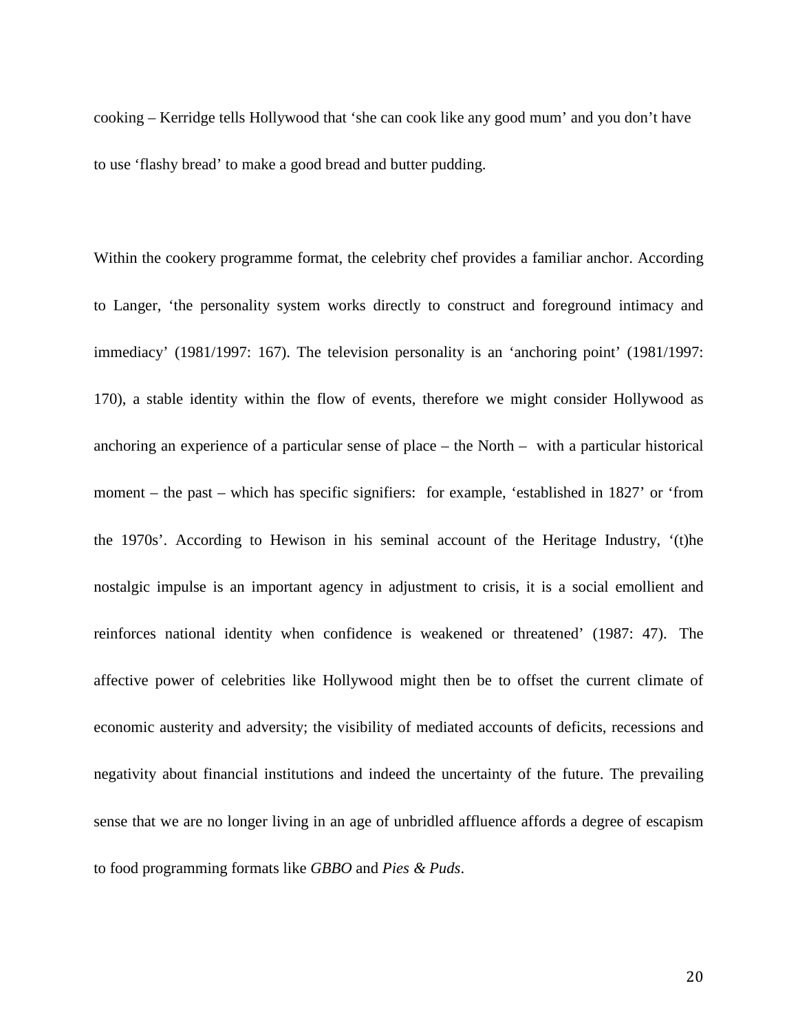cooking – Kerridge tells Hollywood that 'she can cook like any good mum' and you don't have to use 'flashy bread' to make a good bread and butter pudding.

Within the cookery programme format, the celebrity chef provides a familiar anchor. According to Langer, 'the personality system works directly to construct and foreground intimacy and immediacy' (1981/1997: 167). The television personality is an 'anchoring point' (1981/1997: 170), a stable identity within the flow of events, therefore we might consider Hollywood as anchoring an experience of a particular sense of place – the North – with a particular historical moment – the past – which has specific signifiers: for example, 'established in 1827' or 'from the 1970s'. According to Hewison in his seminal account of the Heritage Industry, '(t)he nostalgic impulse is an important agency in adjustment to crisis, it is a social emollient and reinforces national identity when confidence is weakened or threatened' (1987: 47). The affective power of celebrities like Hollywood might then be to offset the current climate of economic austerity and adversity; the visibility of mediated accounts of deficits, recessions and negativity about financial institutions and indeed the uncertainty of the future. The prevailing sense that we are no longer living in an age of unbridled affluence affords a degree of escapism to food programming formats like *GBBO* and *Pies & Puds*.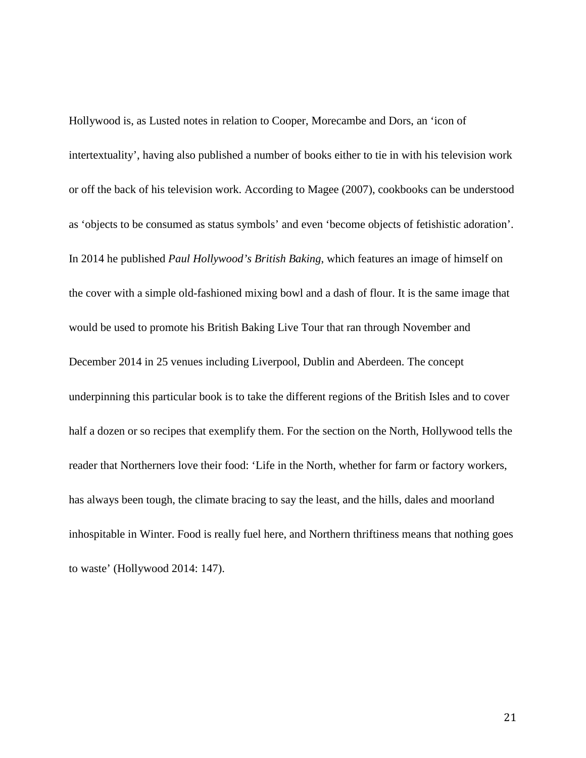Hollywood is, as Lusted notes in relation to Cooper, Morecambe and Dors, an ‘icon of intertextuality’, having also published a number of books either to tie in with his television work or off the back of his television work. According to Magee (2007), cookbooks can be understood as ‘objects to be consumed as status symbols’ and even ‘become objects of fetishistic adoration’. In 2014 he published *Paul Hollywood’s British Baking*, which features an image of himself on the cover with a simple old-fashioned mixing bowl and a dash of flour. It is the same image that would be used to promote his British Baking Live Tour that ran through November and December 2014 in 25 venues including Liverpool, Dublin and Aberdeen. The concept underpinning this particular book is to take the different regions of the British Isles and to cover half a dozen or so recipes that exemplify them. For the section on the North, Hollywood tells the reader that Northerners love their food: ‘Life in the North, whether for farm or factory workers, has always been tough, the climate bracing to say the least, and the hills, dales and moorland inhospitable in Winter. Food is really fuel here, and Northern thriftiness means that nothing goes to waste’ (Hollywood 2014: 147).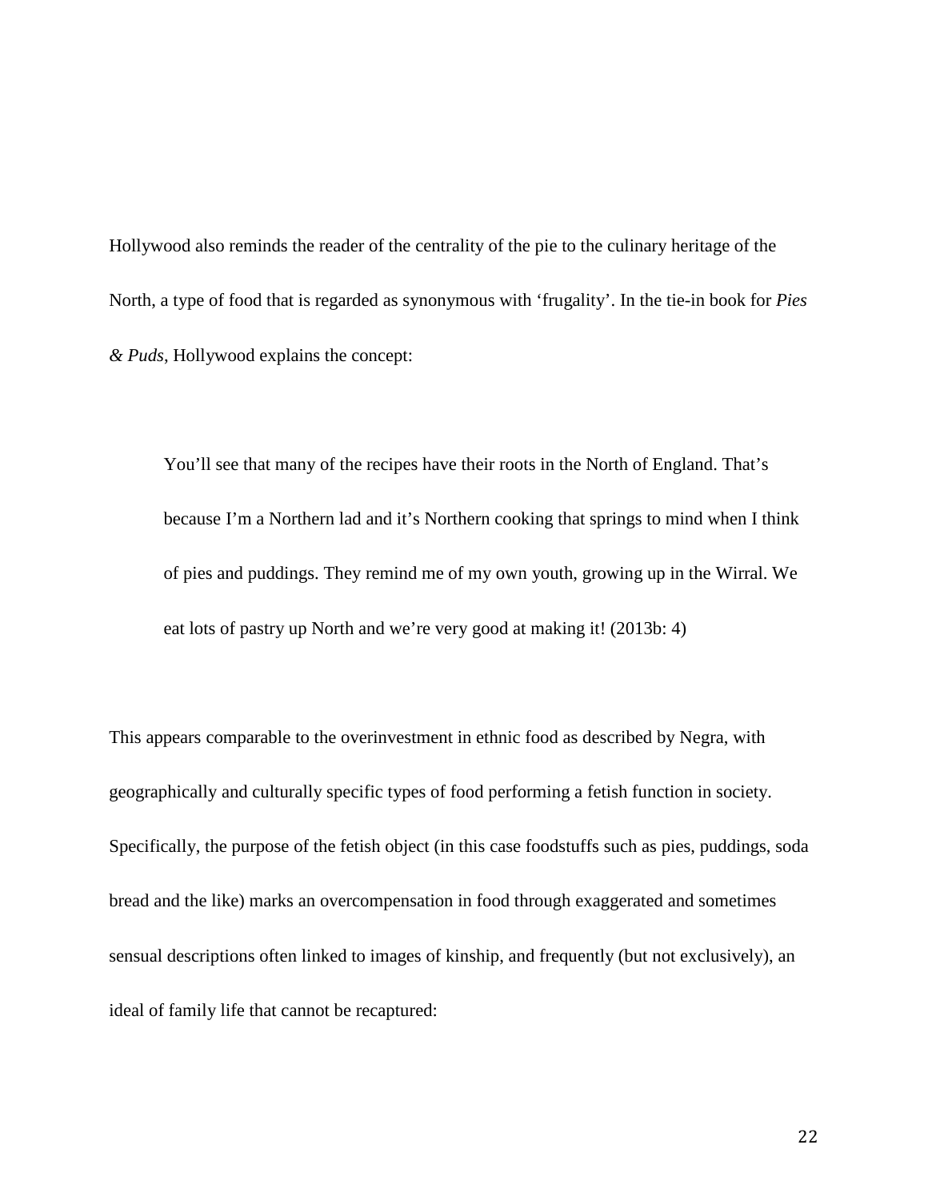Hollywood also reminds the reader of the centrality of the pie to the culinary heritage of the North, a type of food that is regarded as synonymous with 'frugality'. In the tie-in book for *Pies & Puds*, Hollywood explains the concept:

> You'll see that many of the recipes have their roots in the North of England. That's because I'm a Northern lad and it's Northern cooking that springs to mind when I think of pies and puddings. They remind me of my own youth, growing up in the Wirral. We eat lots of pastry up North and we're very good at making it! (2013b: 4)

This appears comparable to the overinvestment in ethnic food as described by Negra, with geographically and culturally specific types of food performing a fetish function in society. Specifically, the purpose of the fetish object (in this case foodstuffs such as pies, puddings, soda bread and the like) marks an overcompensation in food through exaggerated and sometimes sensual descriptions often linked to images of kinship, and frequently (but not exclusively), an ideal of family life that cannot be recaptured: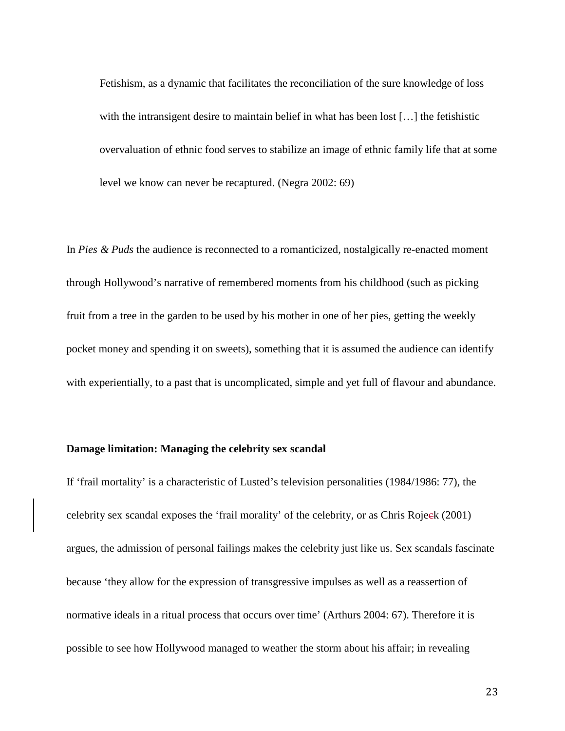> Fetishism, as a dynamic that facilitates the reconciliation of the sure knowledge of loss with the intransigent desire to maintain belief in what has been lost […] the fetishistic overvaluation of ethnic food serves to stabilize an image of ethnic family life that at some level we know can never be recaptured. (Negra 2002: 69)

In *Pies & Puds* the audience is reconnected to a romanticized, nostalgically re-enacted moment through Hollywood's narrative of remembered moments from his childhood (such as picking fruit from a tree in the garden to be used by his mother in one of her pies, getting the weekly pocket money and spending it on sweets), something that it is assumed the audience can identify with experientially, to a past that is uncomplicated, simple and yet full of flavour and abundance.

**Damage limitation: Managing the celebrity sex scandal**

If 'frail mortality' is a characteristic of Lusted's television personalities (1984/1986: 77), the celebrity sex scandal exposes the 'frail morality' of the celebrity, or as Chris Rojek (2001) argues, the admission of personal failings makes the celebrity just like us. Sex scandals fascinate because 'they allow for the expression of transgressive impulses as well as a reassertion of normative ideals in a ritual process that occurs over time' (Arthurs 2004: 67). Therefore it is possible to see how Hollywood managed to weather the storm about his affair; in revealing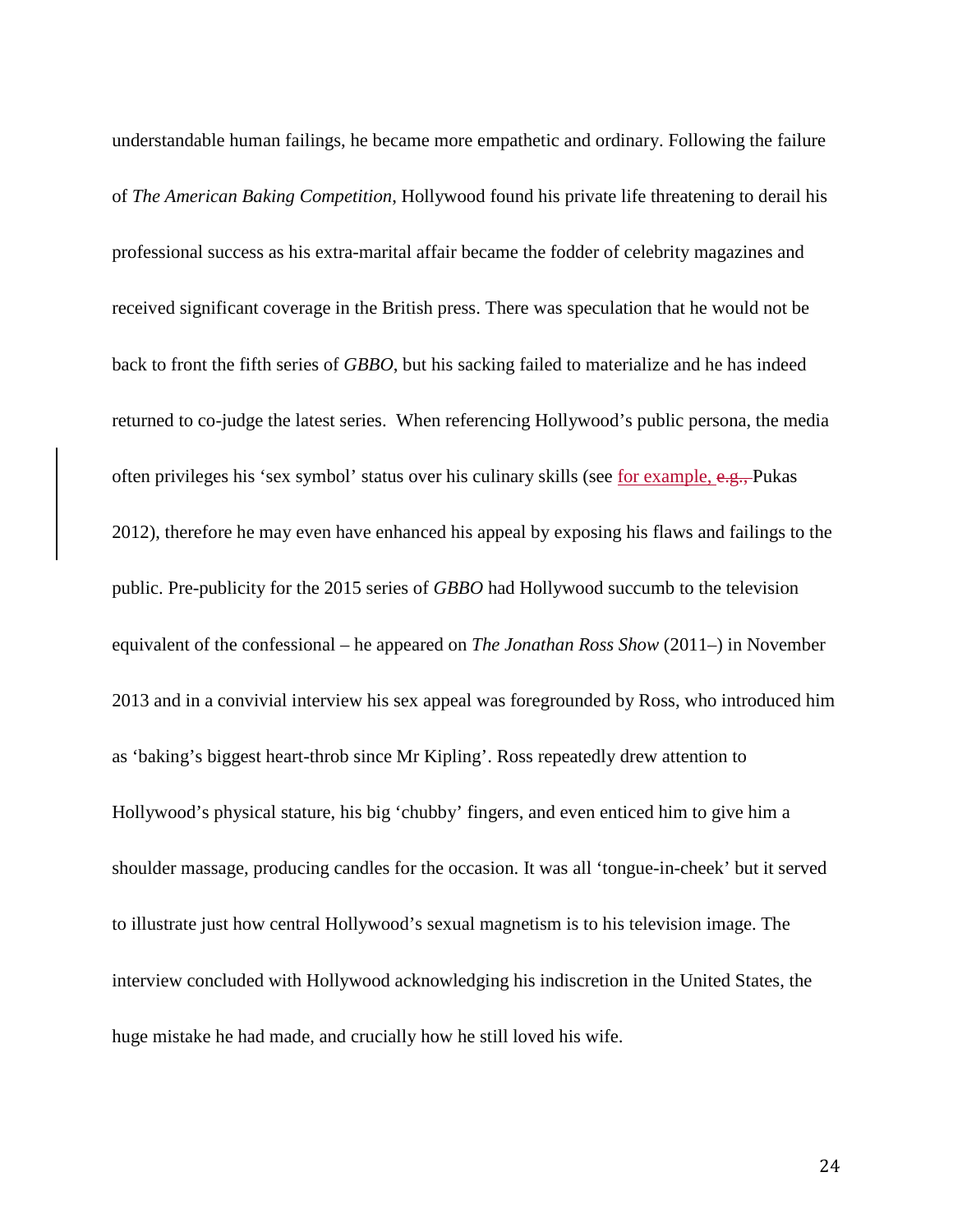understandable human failings, he became more empathetic and ordinary. Following the failure of *The American Baking Competition*, Hollywood found his private life threatening to derail his professional success as his extra-marital affair became the fodder of celebrity magazines and received significant coverage in the British press. There was speculation that he would not be back to front the fifth series of *GBBO*, but his sacking failed to materialize and he has indeed returned to co-judge the latest series. When referencing Hollywood's public persona, the media often privileges his 'sex symbol' status over his culinary skills (see for example, Pukas 2012), therefore he may even have enhanced his appeal by exposing his flaws and failings to the public. Pre-publicity for the 2015 series of *GBBO* had Hollywood succumb to the television equivalent of the confessional – he appeared on *The Jonathan Ross Show* (2011–) in November 2013 and in a convivial interview his sex appeal was foregrounded by Ross, who introduced him as 'baking's biggest heart-throb since Mr Kipling'. Ross repeatedly drew attention to Hollywood's physical stature, his big 'chubby' fingers, and even enticed him to give him a shoulder massage, producing candles for the occasion. It was all 'tongue-in-cheek' but it served to illustrate just how central Hollywood's sexual magnetism is to his television image. The interview concluded with Hollywood acknowledging his indiscretion in the United States, the huge mistake he had made, and crucially how he still loved his wife.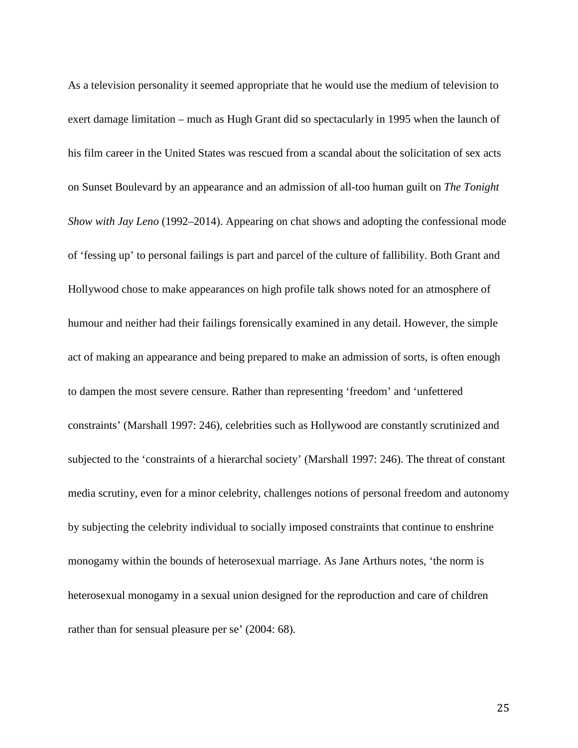As a television personality it seemed appropriate that he would use the medium of television to exert damage limitation – much as Hugh Grant did so spectacularly in 1995 when the launch of his film career in the United States was rescued from a scandal about the solicitation of sex acts on Sunset Boulevard by an appearance and an admission of all-too human guilt on *The Tonight Show with Jay Leno* (1992–2014). Appearing on chat shows and adopting the confessional mode of 'fessing up' to personal failings is part and parcel of the culture of fallibility. Both Grant and Hollywood chose to make appearances on high profile talk shows noted for an atmosphere of humour and neither had their failings forensically examined in any detail. However, the simple act of making an appearance and being prepared to make an admission of sorts, is often enough to dampen the most severe censure. Rather than representing 'freedom' and 'unfettered constraints' (Marshall 1997: 246), celebrities such as Hollywood are constantly scrutinized and subjected to the 'constraints of a hierarchal society' (Marshall 1997: 246). The threat of constant media scrutiny, even for a minor celebrity, challenges notions of personal freedom and autonomy by subjecting the celebrity individual to socially imposed constraints that continue to enshrine monogamy within the bounds of heterosexual marriage. As Jane Arthurs notes, 'the norm is heterosexual monogamy in a sexual union designed for the reproduction and care of children rather than for sensual pleasure per se' (2004: 68).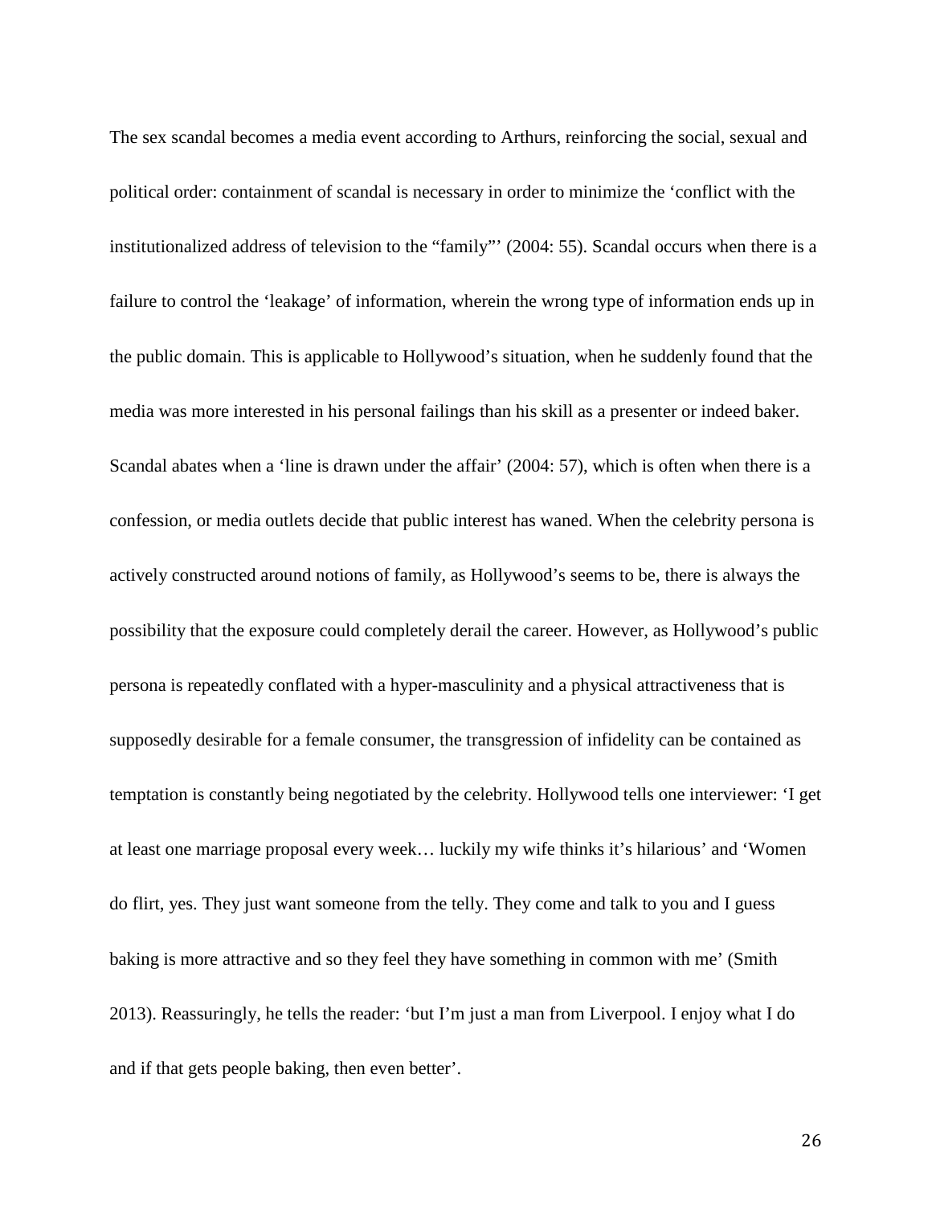The sex scandal becomes a media event according to Arthurs, reinforcing the social, sexual and political order: containment of scandal is necessary in order to minimize the 'conflict with the institutionalized address of television to the "family"' (2004: 55). Scandal occurs when there is a failure to control the 'leakage' of information, wherein the wrong type of information ends up in the public domain. This is applicable to Hollywood's situation, when he suddenly found that the media was more interested in his personal failings than his skill as a presenter or indeed baker. Scandal abates when a 'line is drawn under the affair' (2004: 57), which is often when there is a confession, or media outlets decide that public interest has waned. When the celebrity persona is actively constructed around notions of family, as Hollywood's seems to be, there is always the possibility that the exposure could completely derail the career. However, as Hollywood's public persona is repeatedly conflated with a hyper-masculinity and a physical attractiveness that is supposedly desirable for a female consumer, the transgression of infidelity can be contained as temptation is constantly being negotiated by the celebrity. Hollywood tells one interviewer: 'I get at least one marriage proposal every week… luckily my wife thinks it's hilarious' and 'Women do flirt, yes. They just want someone from the telly. They come and talk to you and I guess baking is more attractive and so they feel they have something in common with me' (Smith 2013). Reassuringly, he tells the reader: 'but I'm just a man from Liverpool. I enjoy what I do and if that gets people baking, then even better'.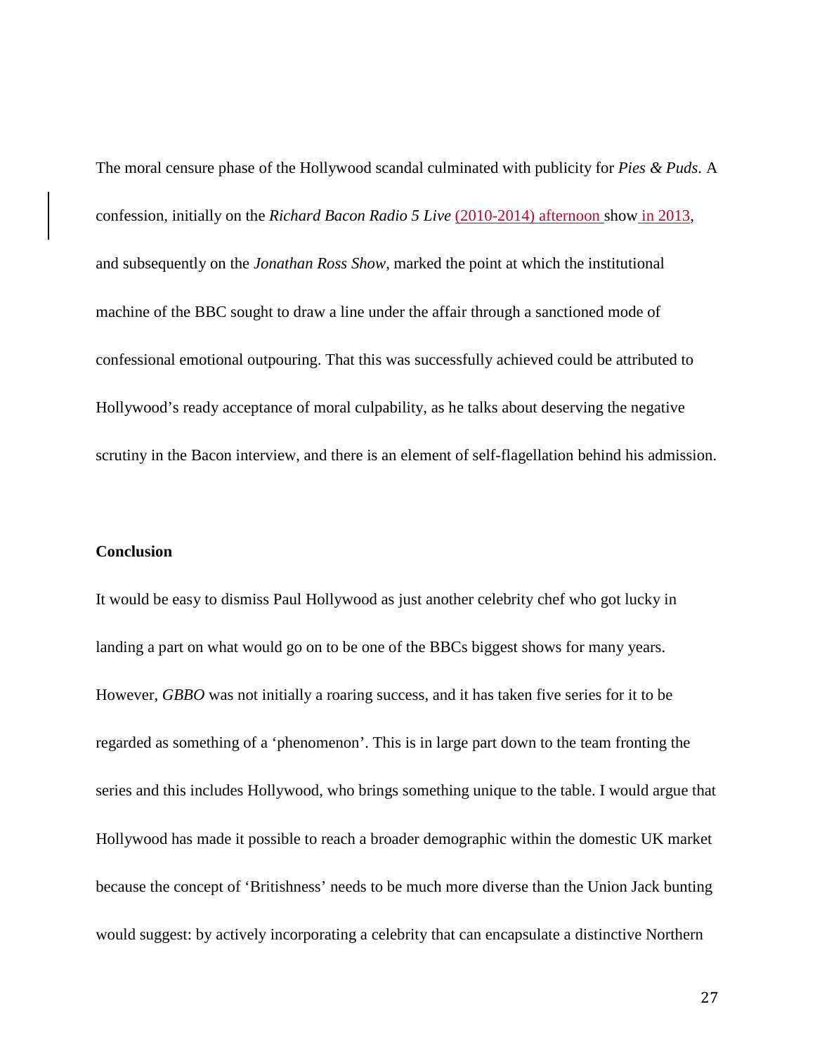The moral censure phase of the Hollywood scandal culminated with publicity for *Pies & Puds*. A confession, initially on the *Richard Bacon Radio 5 Live* (2010-2014) afternoon show in 2013, and subsequently on the *Jonathan Ross Show*, marked the point at which the institutional machine of the BBC sought to draw a line under the affair through a sanctioned mode of confessional emotional outpouring. That this was successfully achieved could be attributed to Hollywood's ready acceptance of moral culpability, as he talks about deserving the negative scrutiny in the Bacon interview, and there is an element of self-flagellation behind his admission.

**Conclusion**

It would be easy to dismiss Paul Hollywood as just another celebrity chef who got lucky in landing a part on what would go on to be one of the BBCs biggest shows for many years. However, *GBBO* was not initially a roaring success, and it has taken five series for it to be regarded as something of a 'phenomenon'. This is in large part down to the team fronting the series and this includes Hollywood, who brings something unique to the table. I would argue that Hollywood has made it possible to reach a broader demographic within the domestic UK market because the concept of 'Britishness' needs to be much more diverse than the Union Jack bunting would suggest: by actively incorporating a celebrity that can encapsulate a distinctive Northern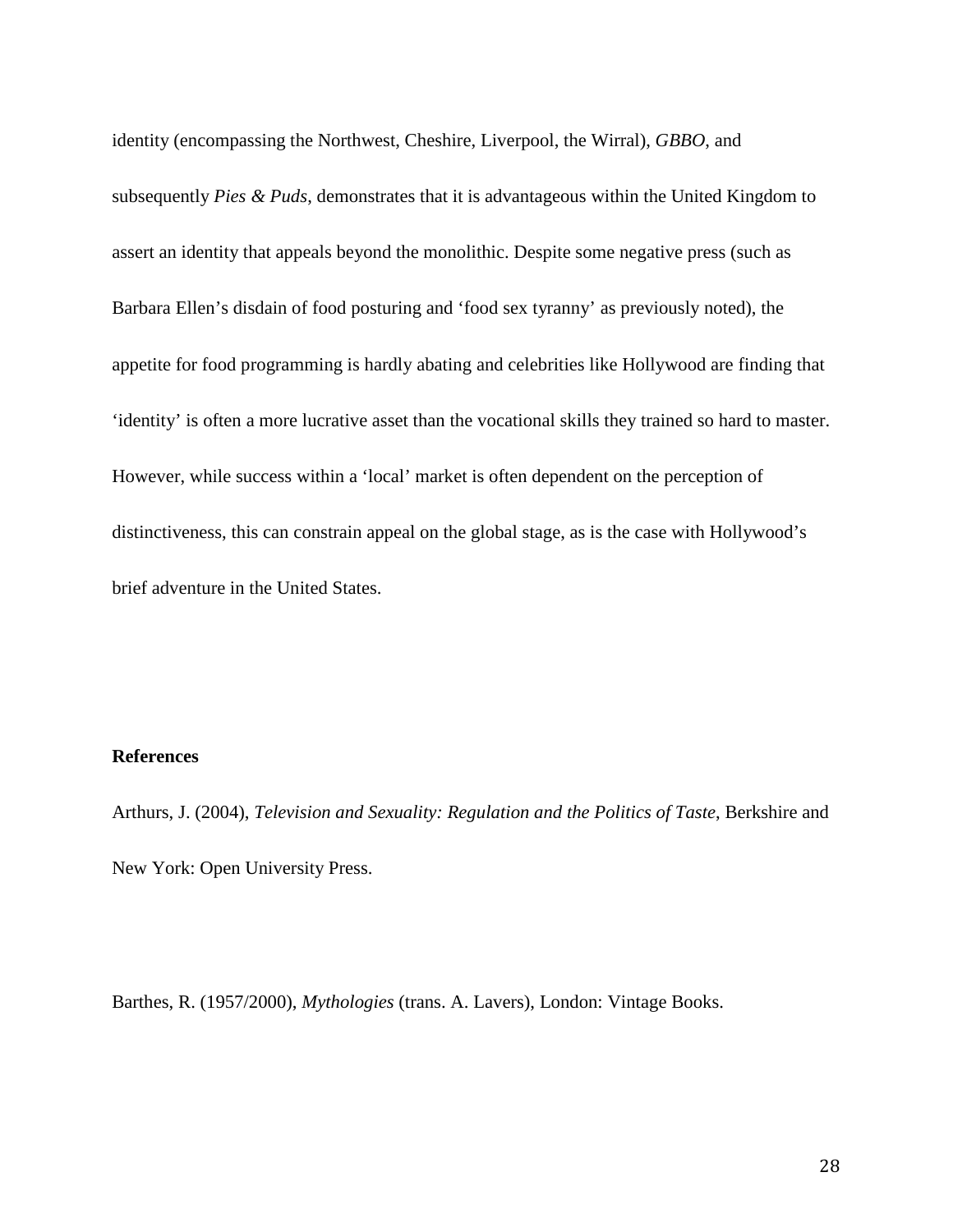identity (encompassing the Northwest, Cheshire, Liverpool, the Wirral), *GBBO*, and subsequently *Pies & Puds*, demonstrates that it is advantageous within the United Kingdom to assert an identity that appeals beyond the monolithic. Despite some negative press (such as Barbara Ellen's disdain of food posturing and 'food sex tyranny' as previously noted), the appetite for food programming is hardly abating and celebrities like Hollywood are finding that 'identity' is often a more lucrative asset than the vocational skills they trained so hard to master. However, while success within a 'local' market is often dependent on the perception of distinctiveness, this can constrain appeal on the global stage, as is the case with Hollywood's brief adventure in the United States.

**References**

Arthurs, J. (2004), *Television and Sexuality: Regulation and the Politics of Taste*, Berkshire and New York: Open University Press.

Barthes, R. (1957/2000), *Mythologies* (trans. A. Lavers), London: Vintage Books.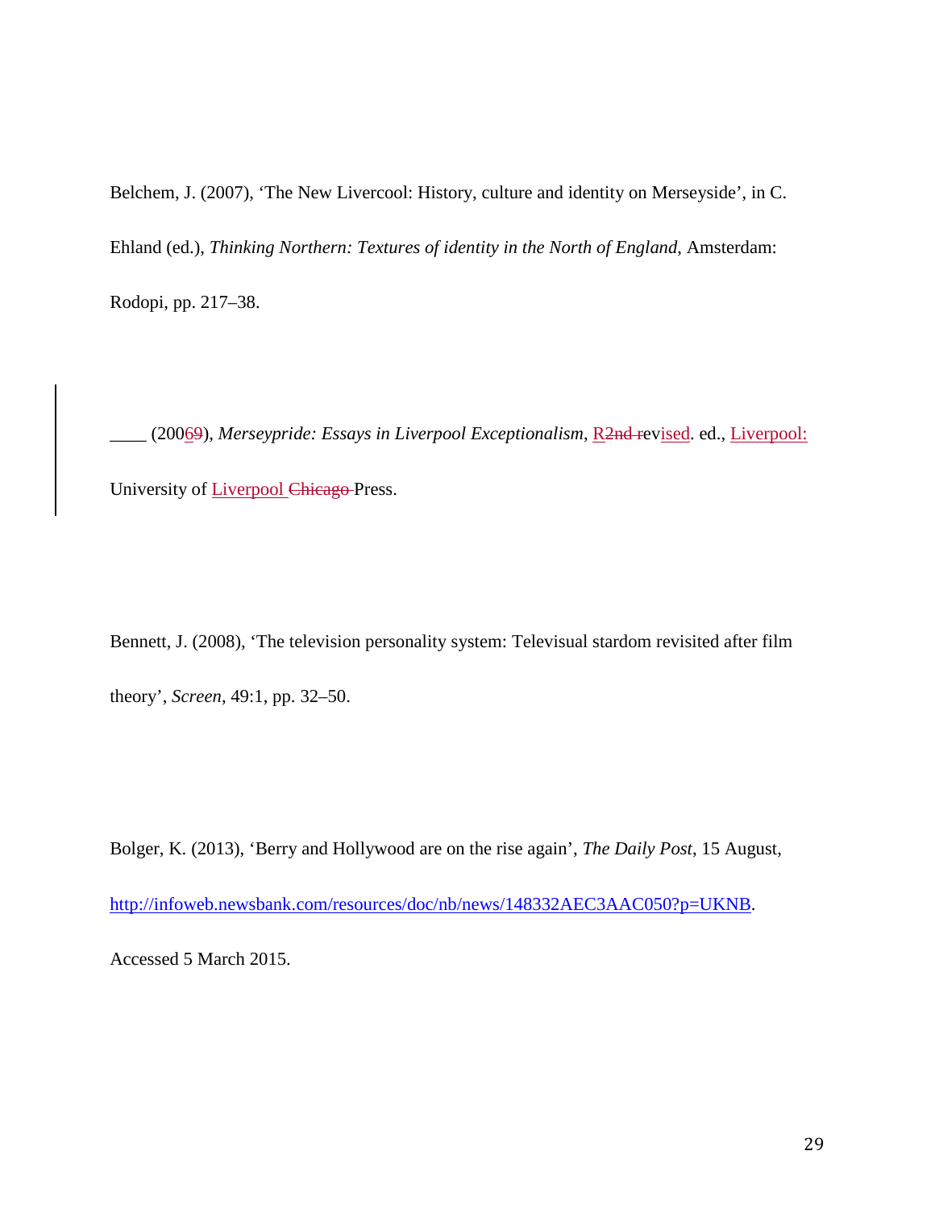Belchem, J. (2007), ‘The New Livercool: History, culture and identity on Merseyside’, in C. Ehland (ed.), *Thinking Northern: Textures of identity in the North of England*, Amsterdam: Rodopi, pp. 217–38.

____ (2006~~9~~), *Merseypride: Essays in Liverpool Exceptionalism*, R~~2nd r~~evised. ed., Liverpool: University of Liverpool ~~Chicago~~ Press.

Bennett, J. (2008), ‘The television personality system: Televisual stardom revisited after film theory’, *Screen*, 49:1, pp. 32–50.

Bolger, K. (2013), ‘Berry and Hollywood are on the rise again’, *The Daily Post*, 15 August, http://infoweb.newsbank.com/resources/doc/nb/news/148332AEC3AAC050?p=UKNB. Accessed 5 March 2015.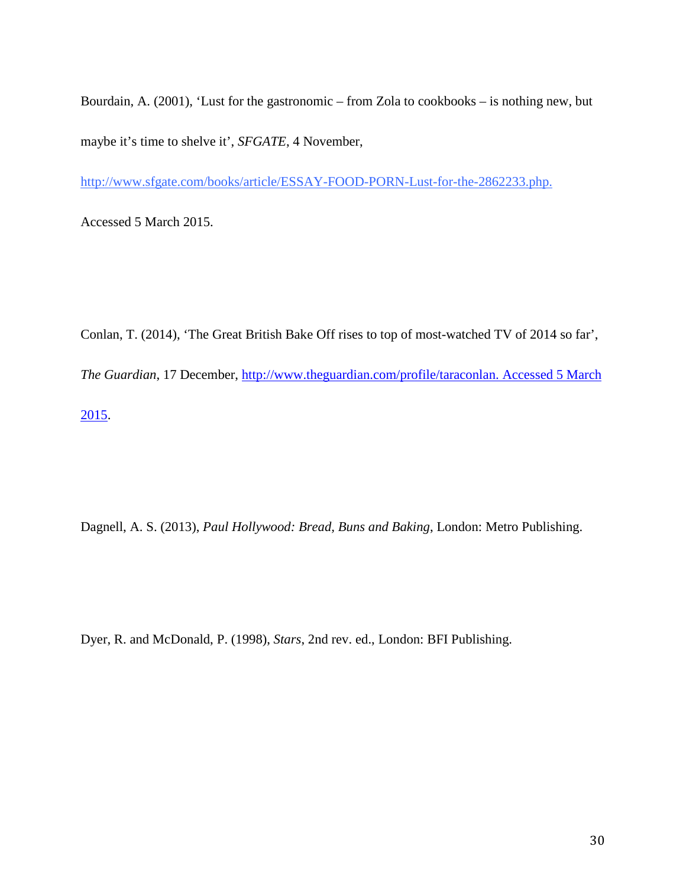Bourdain, A. (2001), 'Lust for the gastronomic – from Zola to cookbooks – is nothing new, but maybe it's time to shelve it', *SFGATE*, 4 November, http://www.sfgate.com/books/article/ESSAY-FOOD-PORN-Lust-for-the-2862233.php. Accessed 5 March 2015.

Conlan, T. (2014), 'The Great British Bake Off rises to top of most-watched TV of 2014 so far', *The Guardian*, 17 December, http://www.theguardian.com/profile/taraconlan. Accessed 5 March 2015.

Dagnell, A. S. (2013), *Paul Hollywood: Bread, Buns and Baking*, London: Metro Publishing.

Dyer, R. and McDonald, P. (1998), *Stars*, 2nd rev. ed., London: BFI Publishing.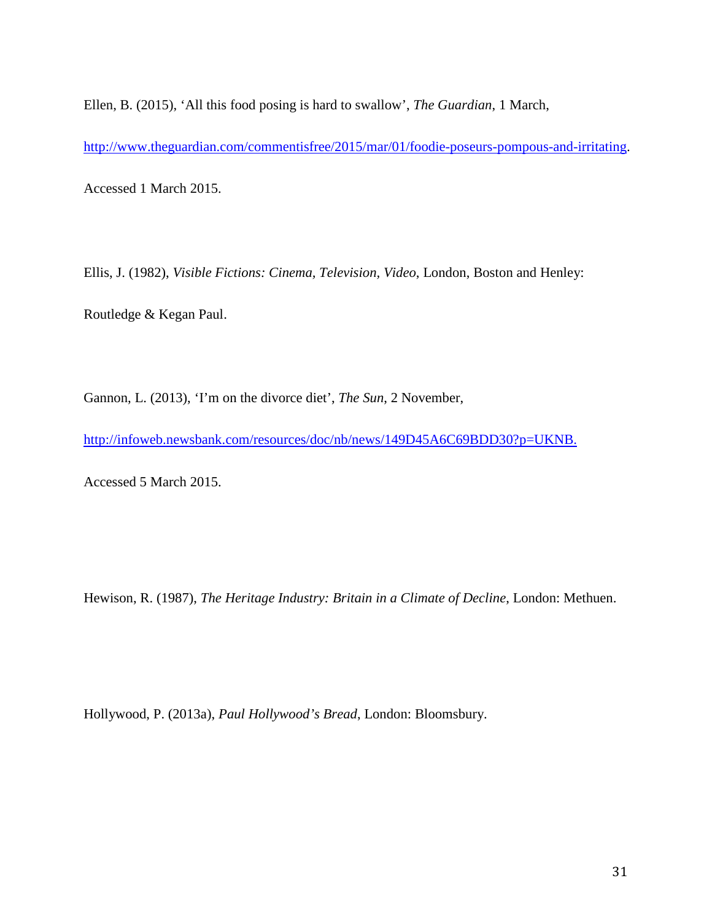Ellen, B. (2015), 'All this food posing is hard to swallow', *The Guardian*, 1 March, http://www.theguardian.com/commentisfree/2015/mar/01/foodie-poseurs-pompous-and-irritating. Accessed 1 March 2015.

Ellis, J. (1982), *Visible Fictions: Cinema, Television, Video*, London, Boston and Henley: Routledge & Kegan Paul.

Gannon, L. (2013), 'I'm on the divorce diet', *The Sun*, 2 November, http://infoweb.newsbank.com/resources/doc/nb/news/149D45A6C69BDD30?p=UKNB. Accessed 5 March 2015.

Hewison, R. (1987), *The Heritage Industry: Britain in a Climate of Decline*, London: Methuen.

Hollywood, P. (2013a), *Paul Hollywood's Bread*, London: Bloomsbury.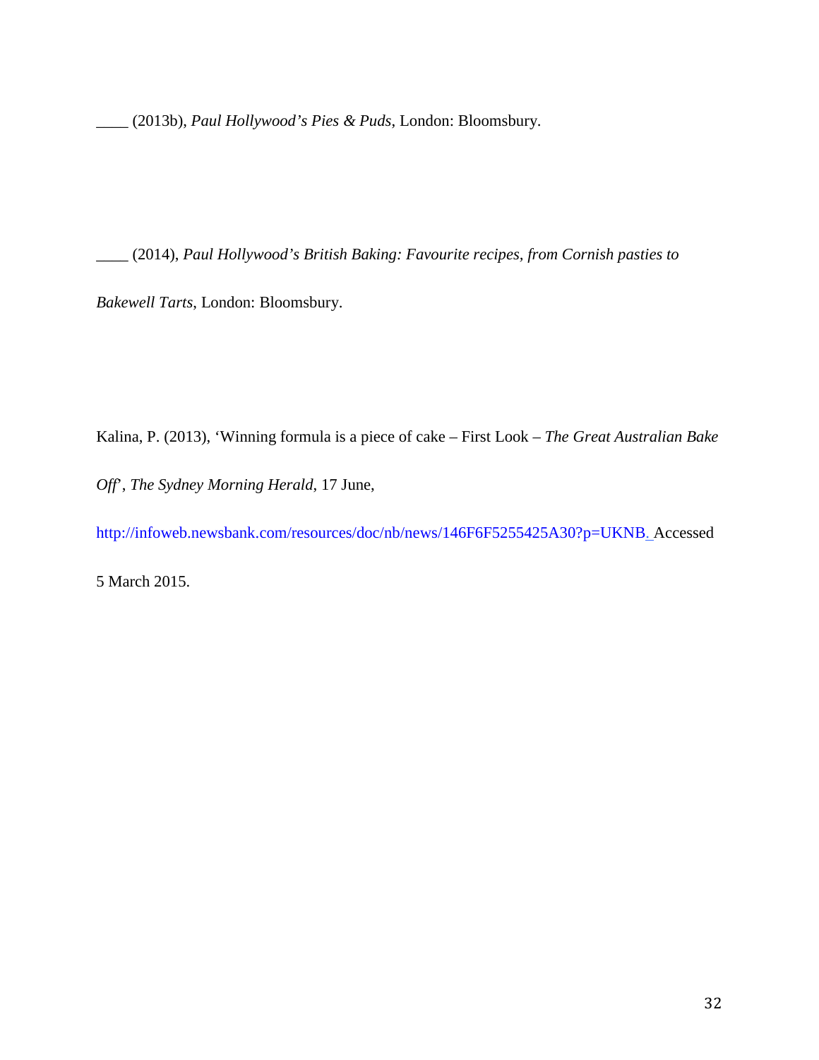____ (2013b), *Paul Hollywood's Pies & Puds*, London: Bloomsbury.

____ (2014), *Paul Hollywood's British Baking: Favourite recipes, from Cornish pasties to Bakewell Tarts*, London: Bloomsbury.

Kalina, P. (2013), 'Winning formula is a piece of cake – First Look – *The Great Australian Bake Off*', *The Sydney Morning Herald*, 17 June, http://infoweb.newsbank.com/resources/doc/nb/news/146F6F5255425A30?p=UKNB. Accessed 5 March 2015.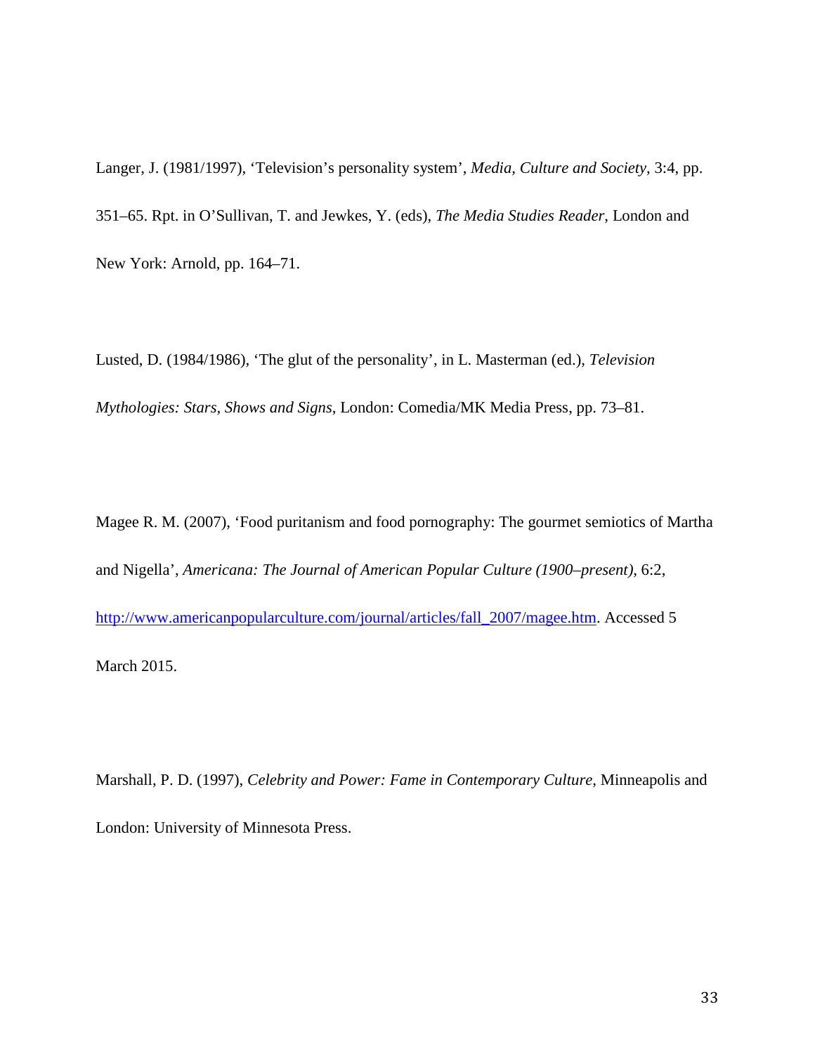Langer, J. (1981/1997), 'Television's personality system', *Media, Culture and Society*, 3:4, pp. 351–65. Rpt. in O'Sullivan, T. and Jewkes, Y. (eds), *The Media Studies Reader*, London and New York: Arnold, pp. 164–71.

Lusted, D. (1984/1986), 'The glut of the personality', in L. Masterman (ed.), *Television Mythologies: Stars, Shows and Signs*, London: Comedia/MK Media Press, pp. 73–81.

Magee R. M. (2007), 'Food puritanism and food pornography: The gourmet semiotics of Martha and Nigella', *Americana: The Journal of American Popular Culture (1900–present)*, 6:2, [http://www.americanpopularculture.com/journal/articles/fall_2007/magee.htm](http://www.americanpopularculture.com/journal/articles/fall_2007/magee.htm). Accessed 5 March 2015.

Marshall, P. D. (1997), *Celebrity and Power: Fame in Contemporary Culture*, Minneapolis and London: University of Minnesota Press.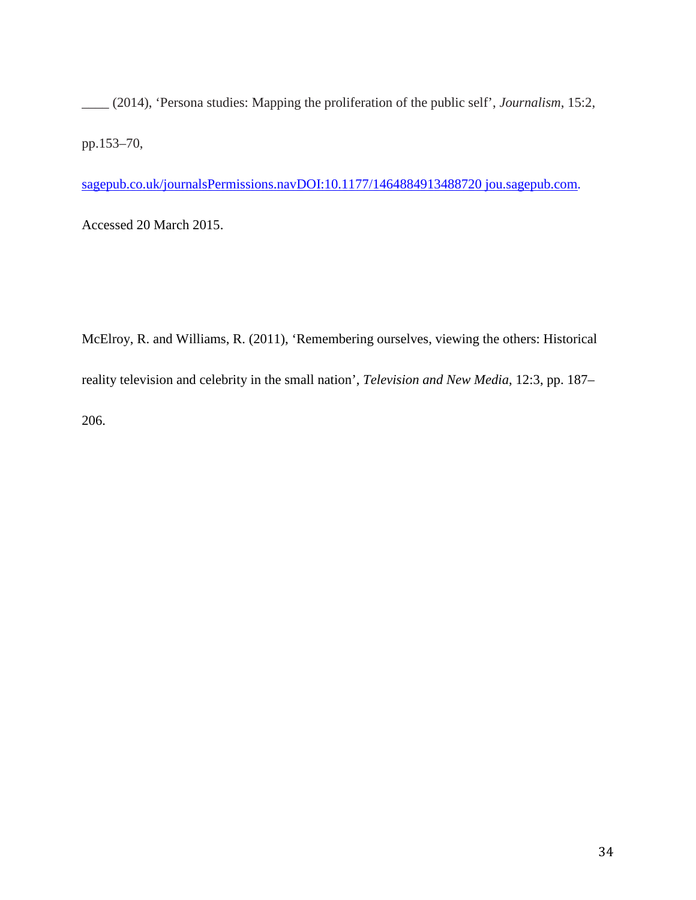____ (2014), 'Persona studies: Mapping the proliferation of the public self', *Journalism*, 15:2, pp.153–70, sagepub.co.uk/journalsPermissions.navDOI:10.1177/1464884913488720 jou.sagepub.com. Accessed 20 March 2015.

McElroy, R. and Williams, R. (2011), 'Remembering ourselves, viewing the others: Historical reality television and celebrity in the small nation', *Television and New Media*, 12:3, pp. 187–206.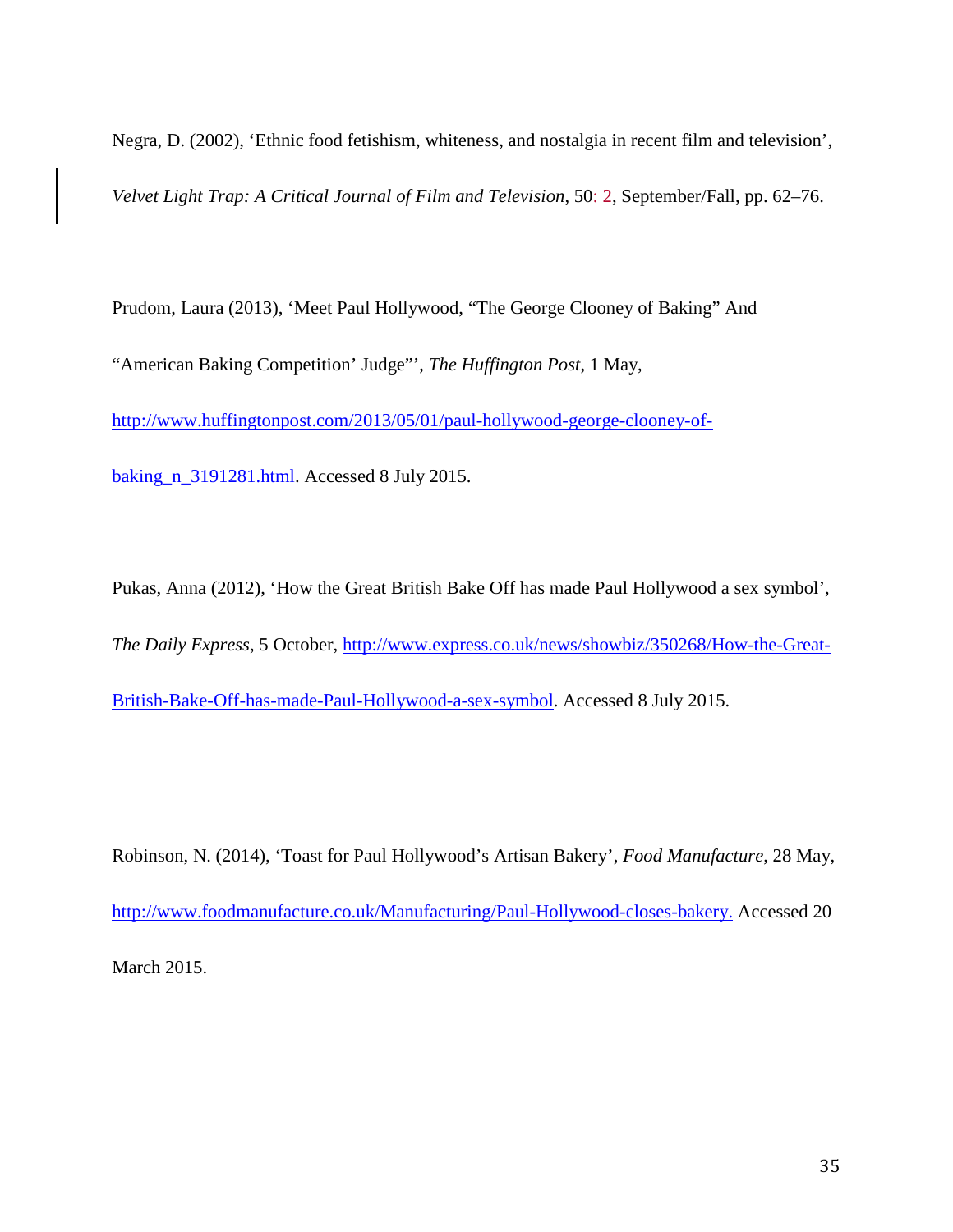Negra, D. (2002), 'Ethnic food fetishism, whiteness, and nostalgia in recent film and television', *Velvet Light Trap: A Critical Journal of Film and Television*, 50: 2, September/Fall, pp. 62–76.

Prudom, Laura (2013), 'Meet Paul Hollywood, "The George Clooney of Baking" And "American Baking Competition' Judge"', *The Huffington Post*, 1 May, http://www.huffingtonpost.com/2013/05/01/paul-hollywood-george-clooney-of-baking_n_3191281.html. Accessed 8 July 2015.

Pukas, Anna (2012), 'How the Great British Bake Off has made Paul Hollywood a sex symbol', *The Daily Express*, 5 October, http://www.express.co.uk/news/showbiz/350268/How-the-Great-British-Bake-Off-has-made-Paul-Hollywood-a-sex-symbol. Accessed 8 July 2015.

Robinson, N. (2014), 'Toast for Paul Hollywood's Artisan Bakery', *Food Manufacture*, 28 May, http://www.foodmanufacture.co.uk/Manufacturing/Paul-Hollywood-closes-bakery. Accessed 20 March 2015.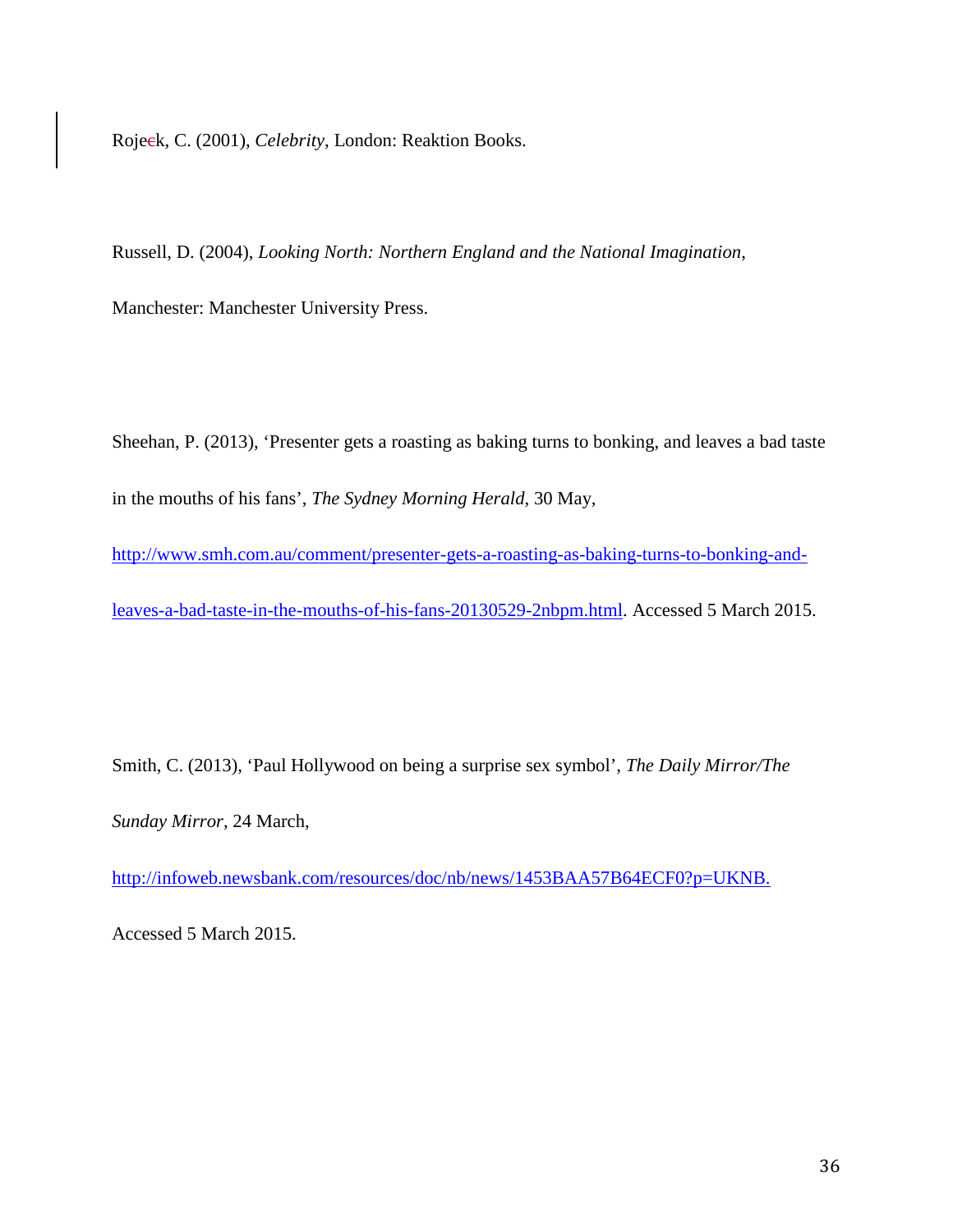Rojek, C. (2001), *Celebrity*, London: Reaktion Books.

Russell, D. (2004), *Looking North: Northern England and the National Imagination*, Manchester: Manchester University Press.

Sheehan, P. (2013), 'Presenter gets a roasting as baking turns to bonking, and leaves a bad taste in the mouths of his fans', *The Sydney Morning Herald*, 30 May, http://www.smh.com.au/comment/presenter-gets-a-roasting-as-baking-turns-to-bonking-and-leaves-a-bad-taste-in-the-mouths-of-his-fans-20130529-2nbpm.html. Accessed 5 March 2015.

Smith, C. (2013), 'Paul Hollywood on being a surprise sex symbol', *The Daily Mirror/The Sunday Mirror*, 24 March, http://infoweb.newsbank.com/resources/doc/nb/news/1453BAA57B64ECF0?p=UKNB. Accessed 5 March 2015.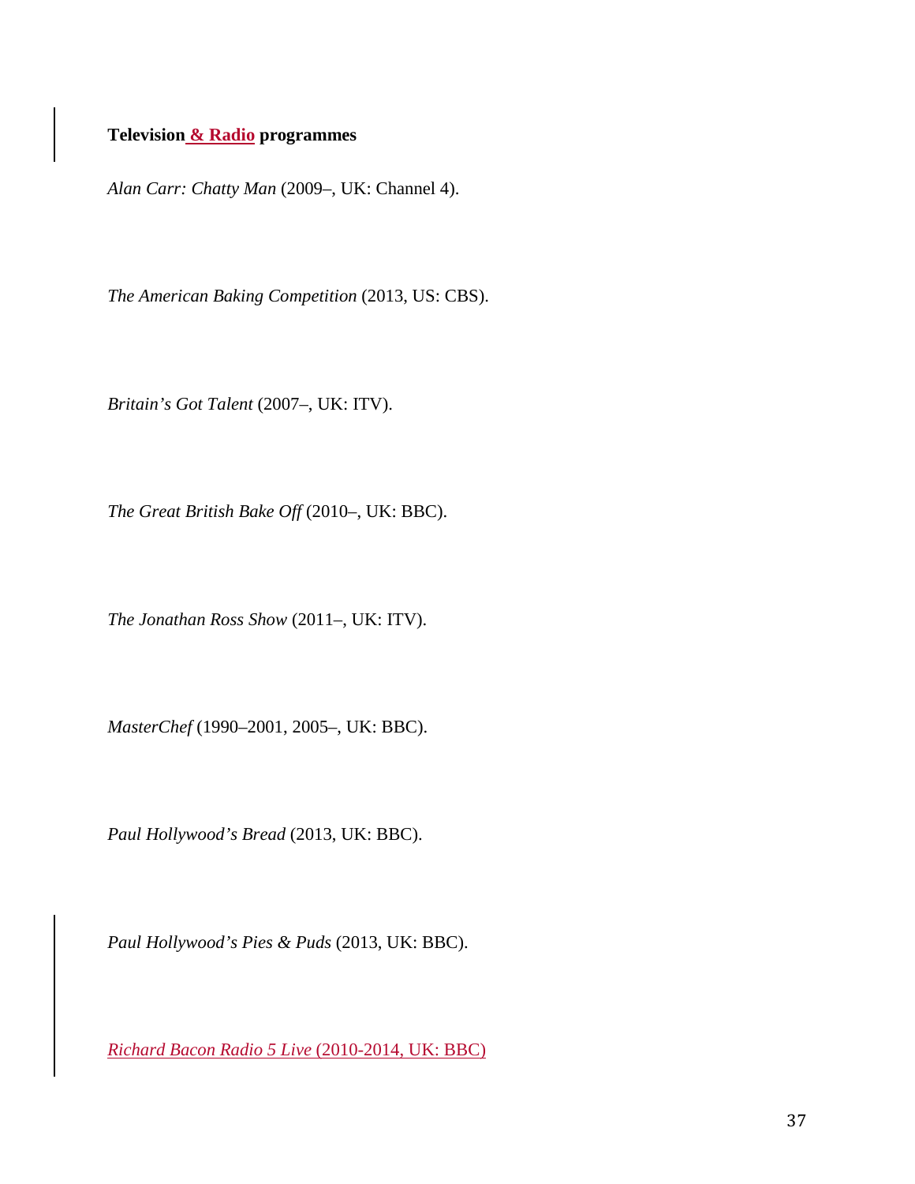**Television & Radio programmes**

*Alan Carr: Chatty Man* (2009–, UK: Channel 4).

*The American Baking Competition* (2013, US: CBS).

*Britain's Got Talent* (2007–, UK: ITV).

*The Great British Bake Off* (2010–, UK: BBC).

*The Jonathan Ross Show* (2011–, UK: ITV).

*MasterChef* (1990–2001, 2005–, UK: BBC).

*Paul Hollywood's Bread* (2013, UK: BBC).

*Paul Hollywood's Pies & Puds* (2013, UK: BBC).

*Richard Bacon Radio 5 Live* (2010-2014, UK: BBC)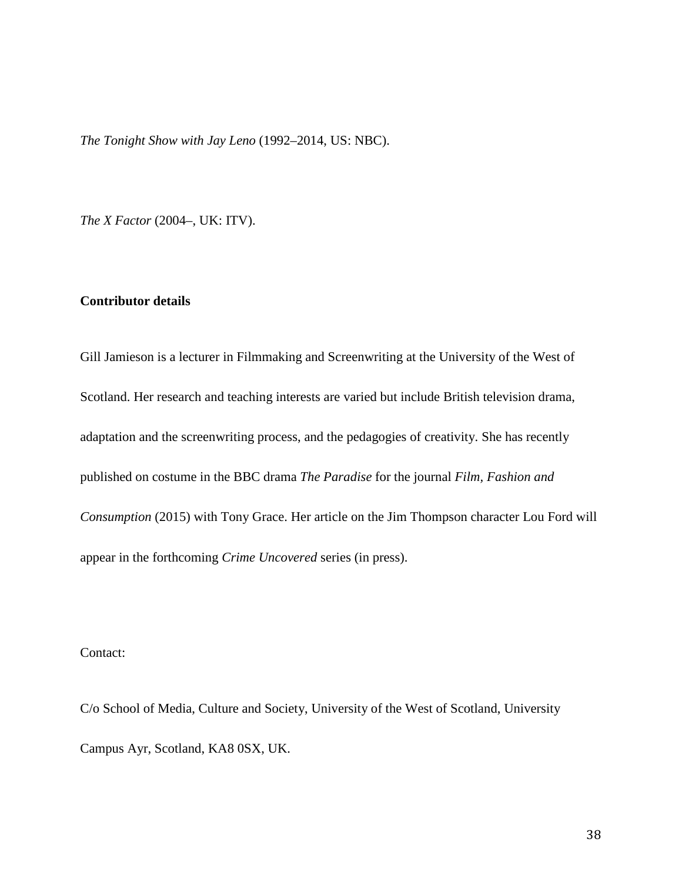*The Tonight Show with Jay Leno* (1992–2014, US: NBC).

*The X Factor* (2004–, UK: ITV).

**Contributor details**

Gill Jamieson is a lecturer in Filmmaking and Screenwriting at the University of the West of Scotland. Her research and teaching interests are varied but include British television drama, adaptation and the screenwriting process, and the pedagogies of creativity. She has recently published on costume in the BBC drama *The Paradise* for the journal *Film, Fashion and Consumption* (2015) with Tony Grace. Her article on the Jim Thompson character Lou Ford will appear in the forthcoming *Crime Uncovered* series (in press).

Contact:

C/o School of Media, Culture and Society, University of the West of Scotland, University Campus Ayr, Scotland, KA8 0SX, UK.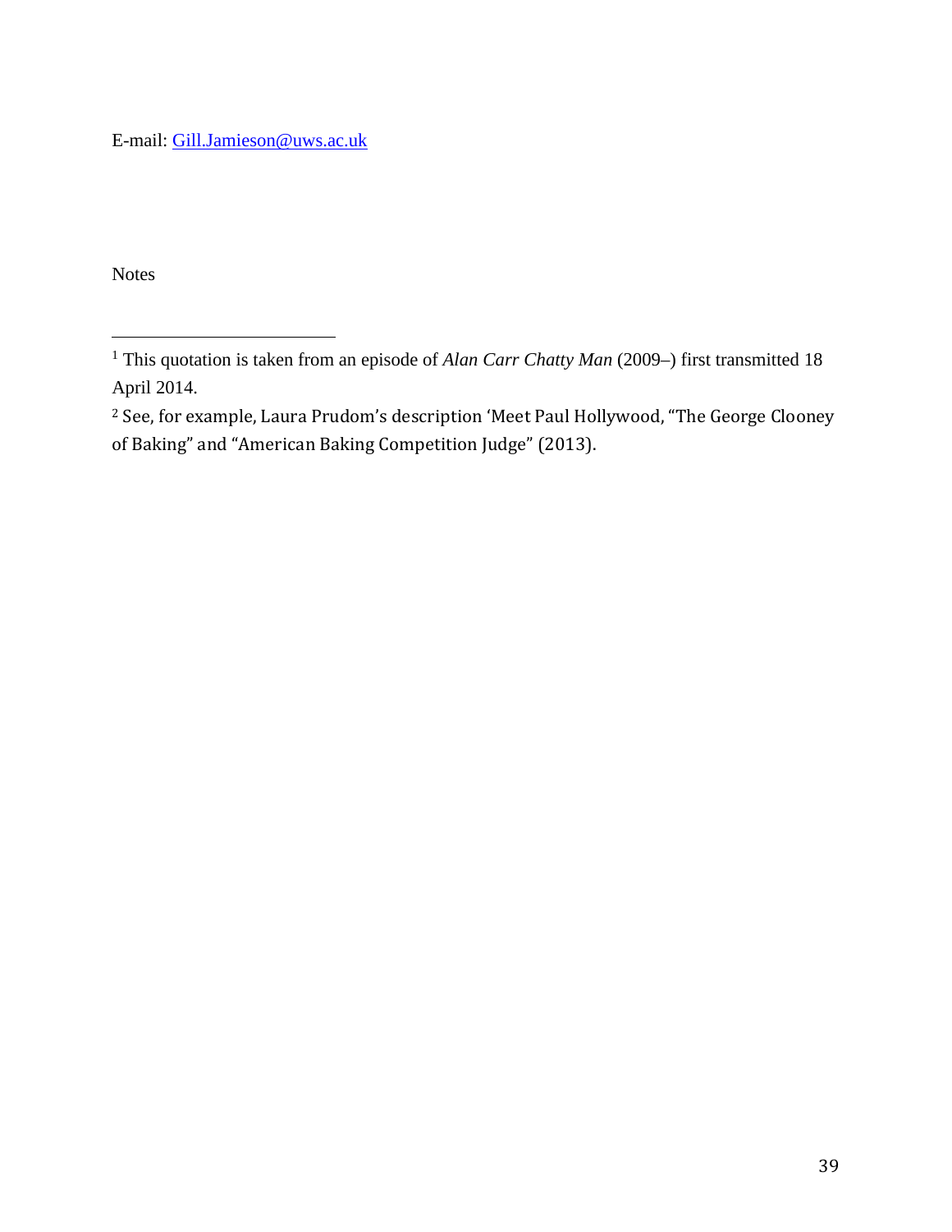E-mail: Gill.Jamieson@uws.ac.uk

Notes

[1] This quotation is taken from an episode of *Alan Carr Chatty Man* (2009–) first transmitted 18 April 2014.

[2] See, for example, Laura Prudom's description 'Meet Paul Hollywood, "The George Clooney of Baking" and "American Baking Competition Judge" (2013).